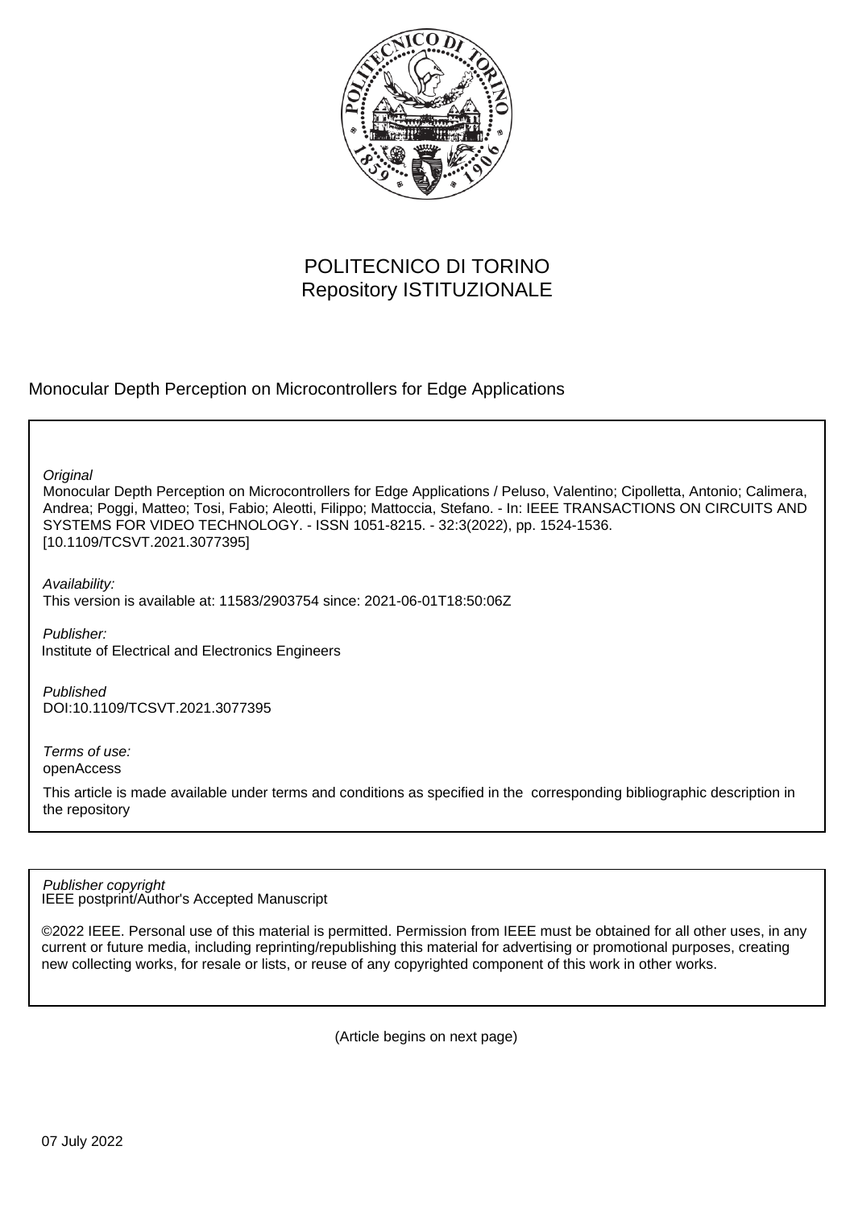POLITECNICO DI TORINO
Repository ISTITUZIONALE

Monocular Depth Perception on Microcontrollers for Edge Applications

*Original*
Monocular Depth Perception on Microcontrollers for Edge Applications / Peluso, Valentino; Cipolletta, Antonio; Calimera, Andrea; Poggi, Matteo; Tosi, Fabio; Aleotti, Filippo; Mattoccia, Stefano. - In: IEEE TRANSACTIONS ON CIRCUITS AND SYSTEMS FOR VIDEO TECHNOLOGY. - ISSN 1051-8215. - 32:3(2022), pp. 1524-1536. [10.1109/TCSVT.2021.3077395]

*Availability:*
This version is available at: 11583/2903754 since: 2021-06-01T18:50:06Z

*Publisher:*
Institute of Electrical and Electronics Engineers

*Published*
DOI:10.1109/TCSVT.2021.3077395

*Terms of use:*
openAccess

This article is made available under terms and conditions as specified in the corresponding bibliographic description in the repository

*Publisher copyright*
IEEE postprint/Author's Accepted Manuscript

©2022 IEEE. Personal use of this material is permitted. Permission from IEEE must be obtained for all other uses, in any current or future media, including reprinting/republishing this material for advertising or promotional purposes, creating new collecting works, for resale or lists, or reuse of any copyrighted component of this work in other works.

(Article begins on next page)

07 July 2022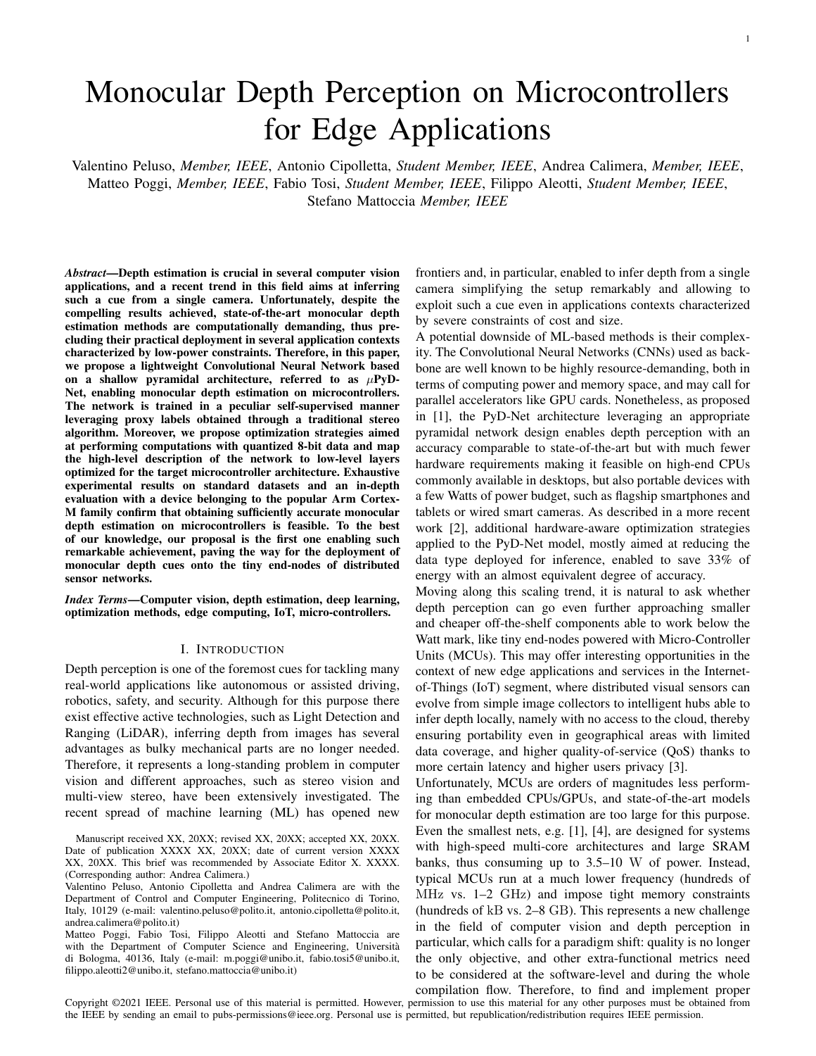# Monocular Depth Perception on Microcontrollers for Edge Applications

Valentino Peluso, *Member, IEEE*, Antonio Cipolletta, *Student Member, IEEE*, Andrea Calimera, *Member, IEEE*, Matteo Poggi, *Member, IEEE*, Fabio Tosi, *Student Member, IEEE*, Filippo Aleotti, *Student Member, IEEE*, Stefano Mattoccia *Member, IEEE*

***Abstract*—Depth estimation is crucial in several computer vision applications, and a recent trend in this field aims at inferring such a cue from a single camera. Unfortunately, despite the compelling results achieved, state-of-the-art monocular depth estimation methods are computationally demanding, thus precluding their practical deployment in several application contexts characterized by low-power constraints. Therefore, in this paper, we propose a lightweight Convolutional Neural Network based on a shallow pyramidal architecture, referred to as $\mu$PyD-Net, enabling monocular depth estimation on microcontrollers. The network is trained in a peculiar self-supervised manner leveraging proxy labels obtained through a traditional stereo algorithm. Moreover, we propose optimization strategies aimed at performing computations with quantized 8-bit data and map the high-level description of the network to low-level layers optimized for the target microcontroller architecture. Exhaustive experimental results on standard datasets and an in-depth evaluation with a device belonging to the popular Arm Cortex-M family confirm that obtaining sufficiently accurate monocular depth estimation on microcontrollers is feasible. To the best of our knowledge, our proposal is the first one enabling such remarkable achievement, paving the way for the deployment of monocular depth cues onto the tiny end-nodes of distributed sensor networks.**

***Index Terms*—Computer vision, depth estimation, deep learning, optimization methods, edge computing, IoT, micro-controllers.**

## I. Introduction

Depth perception is one of the foremost cues for tackling many real-world applications like autonomous or assisted driving, robotics, safety, and security. Although for this purpose there exist effective active technologies, such as Light Detection and Ranging (LiDAR), inferring depth from images has several advantages as bulky mechanical parts are no longer needed. Therefore, it represents a long-standing problem in computer vision and different approaches, such as stereo vision and multi-view stereo, have been extensively investigated. The recent spread of machine learning (ML) has opened new frontiers and, in particular, enabled to infer depth from a single camera simplifying the setup remarkably and allowing to exploit such a cue even in applications contexts characterized by severe constraints of cost and size.

A potential downside of ML-based methods is their complexity. The Convolutional Neural Networks (CNNs) used as backbone are well known to be highly resource-demanding, both in terms of computing power and memory space, and may call for parallel accelerators like GPU cards. Nonetheless, as proposed in [1], the PyD-Net architecture leveraging an appropriate pyramidal network design enables depth perception with an accuracy comparable to state-of-the-art but with much fewer hardware requirements making it feasible on high-end CPUs commonly available in desktops, but also portable devices with a few Watts of power budget, such as flagship smartphones and tablets or wired smart cameras. As described in a more recent work [2], additional hardware-aware optimization strategies applied to the PyD-Net model, mostly aimed at reducing the data type deployed for inference, enabled to save 33% of energy with an almost equivalent degree of accuracy.

Moving along this scaling trend, it is natural to ask whether depth perception can go even further approaching smaller and cheaper off-the-shelf components able to work below the Watt mark, like tiny end-nodes powered with Micro-Controller Units (MCUs). This may offer interesting opportunities in the context of new edge applications and services in the Internet-of-Things (IoT) segment, where distributed visual sensors can evolve from simple image collectors to intelligent hubs able to infer depth locally, namely with no access to the cloud, thereby ensuring portability even in geographical areas with limited data coverage, and higher quality-of-service (QoS) thanks to more certain latency and higher users privacy [3].

Unfortunately, MCUs are orders of magnitudes less performing than embedded CPUs/GPUs, and state-of-the-art models for monocular depth estimation are too large for this purpose. Even the smallest nets, e.g. [1], [4], are designed for systems with high-speed multi-core architectures and large SRAM banks, thus consuming up to 3.5–10 W of power. Instead, typical MCUs run at a much lower frequency (hundreds of MHz vs. 1–2 GHz) and impose tight memory constraints (hundreds of kB vs. 2–8 GB). This represents a new challenge in the field of computer vision and depth perception in particular, which calls for a paradigm shift: quality is no longer the only objective, and other extra-functional metrics need to be considered at the software-level and during the whole compilation flow. Therefore, to find and implement proper

Manuscript received XX, 20XX; revised XX, 20XX; accepted XX, 20XX. Date of publication XXXX XX, 20XX; date of current version XXXX XX, 20XX. This brief was recommended by Associate Editor X. XXXX. (Corresponding author: Andrea Calimera.)

Valentino Peluso, Antonio Cipolletta and Andrea Calimera are with the Department of Control and Computer Engineering, Politecnico di Torino, Italy, 10129 (e-mail: valentino.peluso@polito.it, antonio.cipolletta@polito.it, andrea.calimera@polito.it)

Matteo Poggi, Fabio Tosi, Filippo Aleotti and Stefano Mattoccia are with the Department of Computer Science and Engineering, Università di Bologna, 40136, Italy (e-mail: m.poggi@unibo.it, fabio.tosi5@unibo.it, filippo.aleotti2@unibo.it, stefano.mattoccia@unibo.it)

Copyright ©2021 IEEE. Personal use of this material is permitted. However, permission to use this material for any other purposes must be obtained from the IEEE by sending an email to pubs-permissions@ieee.org. Personal use is permitted, but republication/redistribution requires IEEE permission.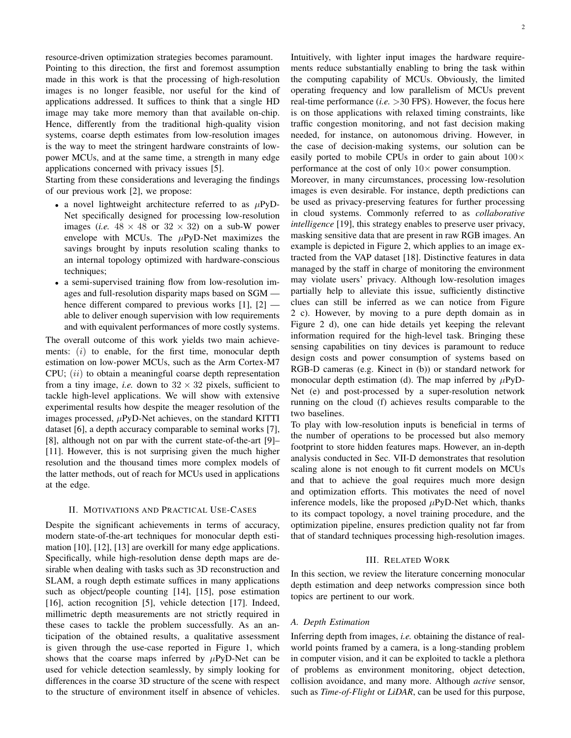resource-driven optimization strategies becomes paramount. Pointing to this direction, the first and foremost assumption made in this work is that the processing of high-resolution images is no longer feasible, nor useful for the kind of applications addressed. It suffices to think that a single HD image may take more memory than that available on-chip. Hence, differently from the traditional high-quality vision systems, coarse depth estimates from low-resolution images is the way to meet the stringent hardware constraints of low-power MCUs, and at the same time, a strength in many edge applications concerned with privacy issues [5].

Starting from these considerations and leveraging the findings of our previous work [2], we propose:

- a novel lightweight architecture referred to as $\mu$PyD-Net specifically designed for processing low-resolution images (*i.e.* $48 \times 48$ or $32 \times 32$) on a sub-W power envelope with MCUs. The $\mu$PyD-Net maximizes the savings brought by inputs resolution scaling thanks to an internal topology optimized with hardware-conscious techniques;
- a semi-supervised training flow from low-resolution images and full-resolution disparity maps based on SGM — hence different compared to previous works [1], [2] — able to deliver enough supervision with low requirements and with equivalent performances of more costly systems.

The overall outcome of this work yields two main achievements: $(i)$ to enable, for the first time, monocular depth estimation on low-power MCUs, such as the Arm Cortex-M7 CPU; $(ii)$ to obtain a meaningful coarse depth representation from a tiny image, *i.e.* down to $32 \times 32$ pixels, sufficient to tackle high-level applications. We will show with extensive experimental results how despite the meager resolution of the images processed, $\mu$PyD-Net achieves, on the standard KITTI dataset [6], a depth accuracy comparable to seminal works [7], [8], although not on par with the current state-of-the-art [9]–[11]. However, this is not surprising given the much higher resolution and the thousand times more complex models of the latter methods, out of reach for MCUs used in applications at the edge.

## II. Motivations and Practical Use-Cases

Despite the significant achievements in terms of accuracy, modern state-of-the-art techniques for monocular depth estimation [10], [12], [13] are overkill for many edge applications. Specifically, while high-resolution dense depth maps are desirable when dealing with tasks such as 3D reconstruction and SLAM, a rough depth estimate suffices in many applications such as object/people counting [14], [15], pose estimation [16], action recognition [5], vehicle detection [17]. Indeed, millimetric depth measurements are not strictly required in these cases to tackle the problem successfully. As an anticipation of the obtained results, a qualitative assessment is given through the use-case reported in Figure 1, which shows that the coarse maps inferred by $\mu$PyD-Net can be used for vehicle detection seamlessly, by simply looking for differences in the coarse 3D structure of the scene with respect to the structure of environment itself in absence of vehicles. Intuitively, with lighter input images the hardware requirements reduce substantially enabling to bring the task within the computing capability of MCUs. Obviously, the limited operating frequency and low parallelism of MCUs prevent real-time performance (*i.e.* >30 FPS). However, the focus here is on those applications with relaxed timing constraints, like traffic congestion monitoring, and not fast decision making needed, for instance, on autonomous driving. However, in the case of decision-making systems, our solution can be easily ported to mobile CPUs in order to gain about $100\times$ performance at the cost of only $10\times$ power consumption.

Moreover, in many circumstances, processing low-resolution images is even desirable. For instance, depth predictions can be used as privacy-preserving features for further processing in cloud systems. Commonly referred to as *collaborative intelligence* [19], this strategy enables to preserve user privacy, masking sensitive data that are present in raw RGB images. An example is depicted in Figure 2, which applies to an image extracted from the VAP dataset [18]. Distinctive features in data managed by the staff in charge of monitoring the environment may violate users' privacy. Although low-resolution images partially help to alleviate this issue, sufficiently distinctive clues can still be inferred as we can notice from Figure 2 c). However, by moving to a pure depth domain as in Figure 2 d), one can hide details yet keeping the relevant information required for the high-level task. Bringing these sensing capabilities on tiny devices is paramount to reduce design costs and power consumption of systems based on RGB-D cameras (e.g. Kinect in (b)) or standard network for monocular depth estimation (d). The map inferred by $\mu$PyD-Net (e) and post-processed by a super-resolution network running on the cloud (f) achieves results comparable to the two baselines.

To play with low-resolution inputs is beneficial in terms of the number of operations to be processed but also memory footprint to store hidden features maps. However, an in-depth analysis conducted in Sec. VII-D demonstrates that resolution scaling alone is not enough to fit current models on MCUs and that to achieve the goal requires much more design and optimization efforts. This motivates the need of novel inference models, like the proposed $\mu$PyD-Net which, thanks to its compact topology, a novel training procedure, and the optimization pipeline, ensures prediction quality not far from that of standard techniques processing high-resolution images.

## III. Related Work

In this section, we review the literature concerning monocular depth estimation and deep networks compression since both topics are pertinent to our work.

### A. Depth Estimation

Inferring depth from images, *i.e.* obtaining the distance of real-world points framed by a camera, is a long-standing problem in computer vision, and it can be exploited to tackle a plethora of problems as environment monitoring, object detection, collision avoidance, and many more. Although *active* sensor, such as *Time-of-Flight* or *LiDAR*, can be used for this purpose,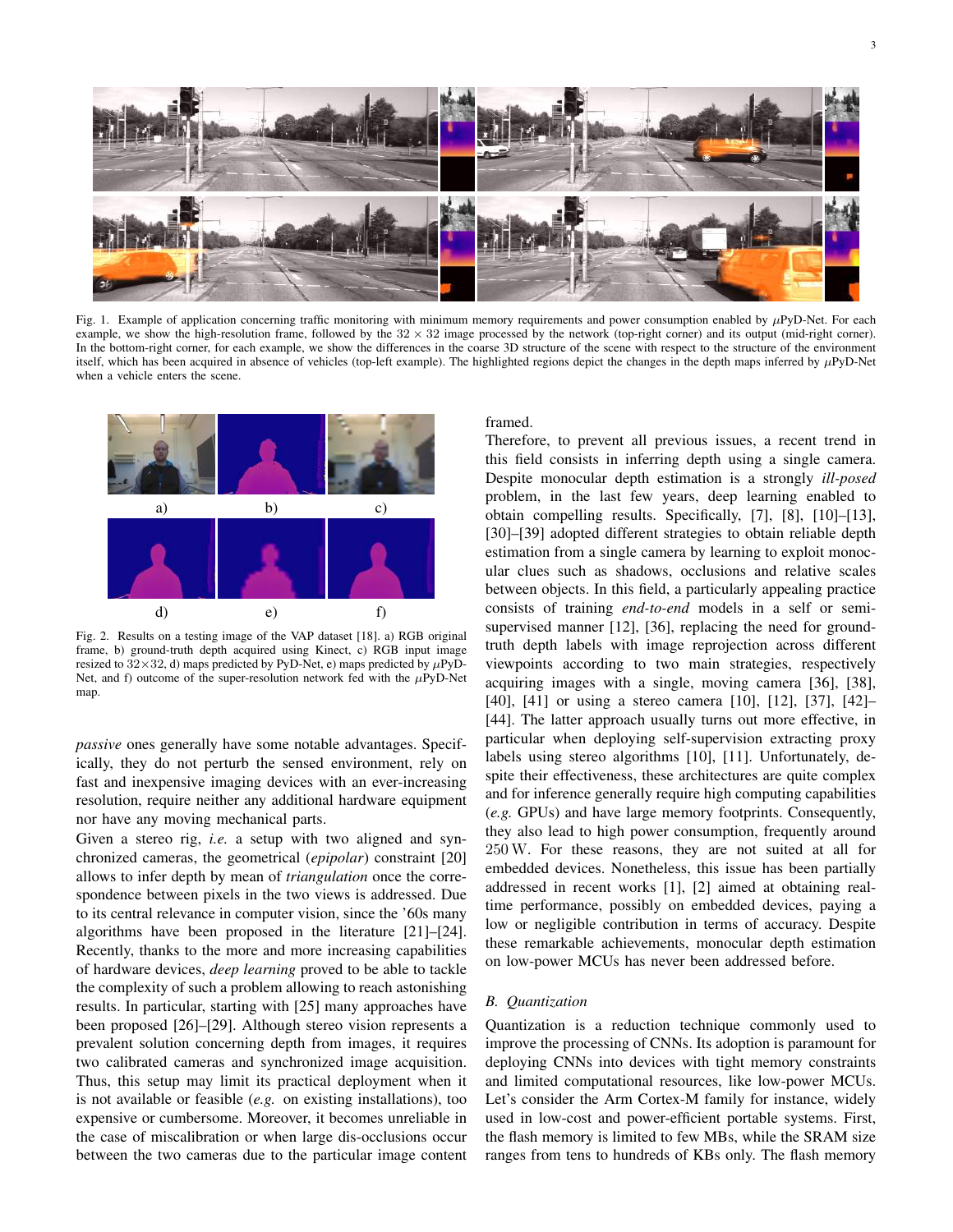Fig. 1. Example of application concerning traffic monitoring with minimum memory requirements and power consumption enabled by $\mu$PyD-Net. For each example, we show the high-resolution frame, followed by the $32 \times 32$ image processed by the network (top-right corner) and its output (mid-right corner). In the bottom-right corner, for each example, we show the differences in the coarse 3D structure of the scene with respect to the structure of the environment itself, which has been acquired in absence of vehicles (top-left example). The highlighted regions depict the changes in the depth maps inferred by $\mu$PyD-Net when a vehicle enters the scene.

Fig. 2. Results on a testing image of the VAP dataset [18]. a) RGB original frame, b) ground-truth depth acquired using Kinect, c) RGB input image resized to $32\times32$, d) maps predicted by PyD-Net, e) maps predicted by $\mu$PyD-Net, and f) outcome of the super-resolution network fed with the $\mu$PyD-Net map.

*passive* ones generally have some notable advantages. Specifically, they do not perturb the sensed environment, rely on fast and inexpensive imaging devices with an ever-increasing resolution, require neither any additional hardware equipment nor have any moving mechanical parts.

Given a stereo rig, *i.e.* a setup with two aligned and synchronized cameras, the geometrical (*epipolar*) constraint [20] allows to infer depth by mean of *triangulation* once the correspondence between pixels in the two views is addressed. Due to its central relevance in computer vision, since the '60s many algorithms have been proposed in the literature [21]–[24]. Recently, thanks to the more and more increasing capabilities of hardware devices, *deep learning* proved to be able to tackle the complexity of such a problem allowing to reach astonishing results. In particular, starting with [25] many approaches have been proposed [26]–[29]. Although stereo vision represents a prevalent solution concerning depth from images, it requires two calibrated cameras and synchronized image acquisition. Thus, this setup may limit its practical deployment when it is not available or feasible (*e.g.* on existing installations), too expensive or cumbersome. Moreover, it becomes unreliable in the case of miscalibration or when large dis-occlusions occur between the two cameras due to the particular image content framed.

Therefore, to prevent all previous issues, a recent trend in this field consists in inferring depth using a single camera. Despite monocular depth estimation is a strongly *ill-posed* problem, in the last few years, deep learning enabled to obtain compelling results. Specifically, [7], [8], [10]–[13], [30]–[39] adopted different strategies to obtain reliable depth estimation from a single camera by learning to exploit monocular clues such as shadows, occlusions and relative scales between objects. In this field, a particularly appealing practice consists of training *end-to-end* models in a self or semi-supervised manner [12], [36], replacing the need for ground-truth depth labels with image reprojection across different viewpoints according to two main strategies, respectively acquiring images with a single, moving camera [36], [38], [40], [41] or using a stereo camera [10], [12], [37], [42]–[44]. The latter approach usually turns out more effective, in particular when deploying self-supervision extracting proxy labels using stereo algorithms [10], [11]. Unfortunately, despite their effectiveness, these architectures are quite complex and for inference generally require high computing capabilities (*e.g.* GPUs) and have large memory footprints. Consequently, they also lead to high power consumption, frequently around 250 W. For these reasons, they are not suited at all for embedded devices. Nonetheless, this issue has been partially addressed in recent works [1], [2] aimed at obtaining real-time performance, possibly on embedded devices, paying a low or negligible contribution in terms of accuracy. Despite these remarkable achievements, monocular depth estimation on low-power MCUs has never been addressed before.

### B. *Quantization*

Quantization is a reduction technique commonly used to improve the processing of CNNs. Its adoption is paramount for deploying CNNs into devices with tight memory constraints and limited computational resources, like low-power MCUs. Let's consider the Arm Cortex-M family for instance, widely used in low-cost and power-efficient portable systems. First, the flash memory is limited to few MBs, while the SRAM size ranges from tens to hundreds of KBs only. The flash memory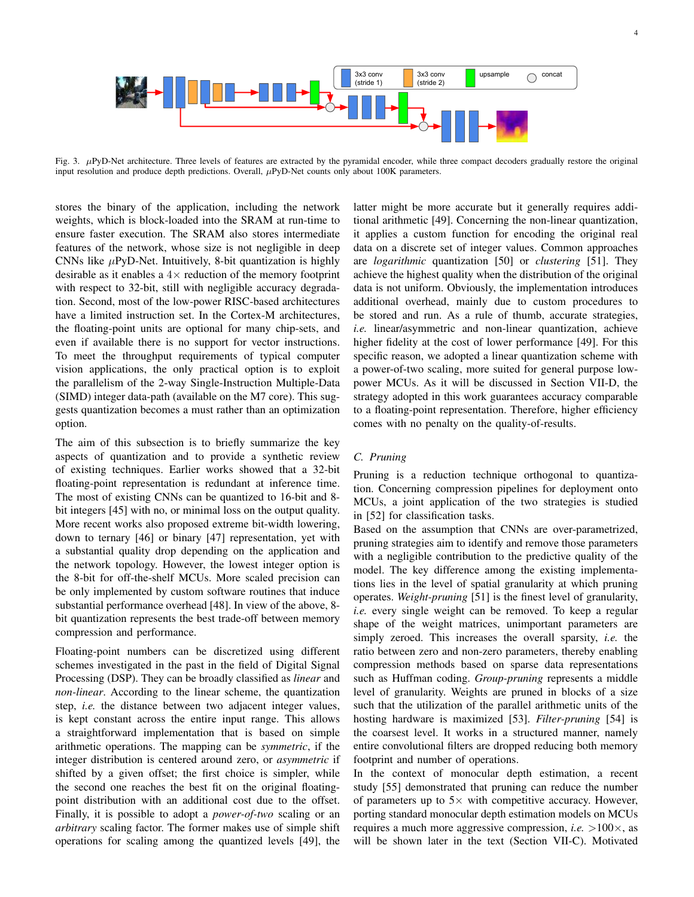Fig. 3. $\mu$PyD-Net architecture. Three levels of features are extracted by the pyramidal encoder, while three compact decoders gradually restore the original input resolution and produce depth predictions. Overall, $\mu$PyD-Net counts only about 100K parameters.

stores the binary of the application, including the network weights, which is block-loaded into the SRAM at run-time to ensure faster execution. The SRAM also stores intermediate features of the network, whose size is not negligible in deep CNNs like $\mu$PyD-Net. Intuitively, 8-bit quantization is highly desirable as it enables a $4\times$ reduction of the memory footprint with respect to 32-bit, still with negligible accuracy degradation. Second, most of the low-power RISC-based architectures have a limited instruction set. In the Cortex-M architectures, the floating-point units are optional for many chip-sets, and even if available there is no support for vector instructions. To meet the throughput requirements of typical computer vision applications, the only practical option is to exploit the parallelism of the 2-way Single-Instruction Multiple-Data (SIMD) integer data-path (available on the M7 core). This suggests quantization becomes a must rather than an optimization option.

The aim of this subsection is to briefly summarize the key aspects of quantization and to provide a synthetic review of existing techniques. Earlier works showed that a 32-bit floating-point representation is redundant at inference time. The most of existing CNNs can be quantized to 16-bit and 8-bit integers [45] with no, or minimal loss on the output quality. More recent works also proposed extreme bit-width lowering, down to ternary [46] or binary [47] representation, yet with a substantial quality drop depending on the application and the network topology. However, the lowest integer option is the 8-bit for off-the-shelf MCUs. More scaled precision can be only implemented by custom software routines that induce substantial performance overhead [48]. In view of the above, 8-bit quantization represents the best trade-off between memory compression and performance.

Floating-point numbers can be discretized using different schemes investigated in the past in the field of Digital Signal Processing (DSP). They can be broadly classified as *linear* and *non-linear*. According to the linear scheme, the quantization step, *i.e.* the distance between two adjacent integer values, is kept constant across the entire input range. This allows a straightforward implementation that is based on simple arithmetic operations. The mapping can be *symmetric*, if the integer distribution is centered around zero, or *asymmetric* if shifted by a given offset; the first choice is simpler, while the second one reaches the best fit on the original floating-point distribution with an additional cost due to the offset. Finally, it is possible to adopt a *power-of-two* scaling or an *arbitrary* scaling factor. The former makes use of simple shift operations for scaling among the quantized levels [49], the latter might be more accurate but it generally requires additional arithmetic [49]. Concerning the non-linear quantization, it applies a custom function for encoding the original real data on a discrete set of integer values. Common approaches are *logarithmic* quantization [50] or *clustering* [51]. They achieve the highest quality when the distribution of the original data is not uniform. Obviously, the implementation introduces additional overhead, mainly due to custom procedures to be stored and run. As a rule of thumb, accurate strategies, *i.e.* linear/asymmetric and non-linear quantization, achieve higher fidelity at the cost of lower performance [49]. For this specific reason, we adopted a linear quantization scheme with a power-of-two scaling, more suited for general purpose low-power MCUs. As it will be discussed in Section VII-D, the strategy adopted in this work guarantees accuracy comparable to a floating-point representation. Therefore, higher efficiency comes with no penalty on the quality-of-results.

### C. Pruning

Pruning is a reduction technique orthogonal to quantization. Concerning compression pipelines for deployment onto MCUs, a joint application of the two strategies is studied in [52] for classification tasks.

Based on the assumption that CNNs are over-parametrized, pruning strategies aim to identify and remove those parameters with a negligible contribution to the predictive quality of the model. The key difference among the existing implementations lies in the level of spatial granularity at which pruning operates. *Weight-pruning* [51] is the finest level of granularity, *i.e.* every single weight can be removed. To keep a regular shape of the weight matrices, unimportant parameters are simply zeroed. This increases the overall sparsity, *i.e.* the ratio between zero and non-zero parameters, thereby enabling compression methods based on sparse data representations such as Huffman coding. *Group-pruning* represents a middle level of granularity. Weights are pruned in blocks of a size such that the utilization of the parallel arithmetic units of the hosting hardware is maximized [53]. *Filter-pruning* [54] is the coarsest level. It works in a structured manner, namely entire convolutional filters are dropped reducing both memory footprint and number of operations.

In the context of monocular depth estimation, a recent study [55] demonstrated that pruning can reduce the number of parameters up to $5\times$ with competitive accuracy. However, porting standard monocular depth estimation models on MCUs requires a much more aggressive compression, *i.e.* $>100\times$, as will be shown later in the text (Section VII-C). Motivated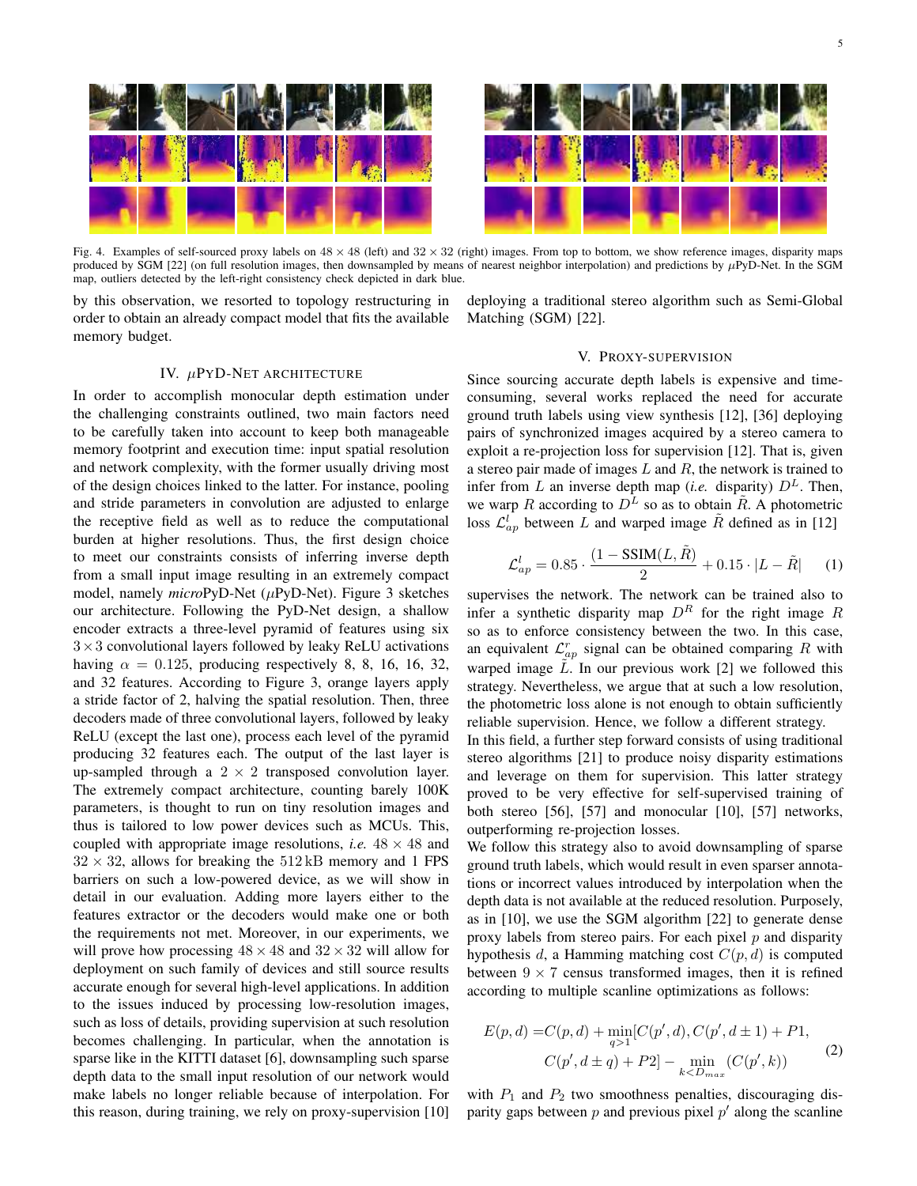Fig. 4. Examples of self-sourced proxy labels on $48 \times 48$ (left) and $32 \times 32$ (right) images. From top to bottom, we show reference images, disparity maps produced by SGM [22] (on full resolution images, then downsampled by means of nearest neighbor interpolation) and predictions by $\mu$PyD-Net. In the SGM map, outliers detected by the left-right consistency check depicted in dark blue.

by this observation, we resorted to topology restructuring in order to obtain an already compact model that fits the available memory budget.

## IV. $\mu$PyD-Net Architecture

In order to accomplish monocular depth estimation under the challenging constraints outlined, two main factors need to be carefully taken into account to keep both manageable memory footprint and execution time: input spatial resolution and network complexity, with the former usually driving most of the design choices linked to the latter. For instance, pooling and stride parameters in convolution are adjusted to enlarge the receptive field as well as to reduce the computational burden at higher resolutions. Thus, the first design choice to meet our constraints consists of inferring inverse depth from a small input image resulting in an extremely compact model, namely *micro*PyD-Net ($\mu$PyD-Net). Figure 3 sketches our architecture. Following the PyD-Net design, a shallow encoder extracts a three-level pyramid of features using six $3 \times 3$ convolutional layers followed by leaky ReLU activations having $\alpha = 0.125$, producing respectively 8, 8, 16, 16, 32, and 32 features. According to Figure 3, orange layers apply a stride factor of 2, halving the spatial resolution. Then, three decoders made of three convolutional layers, followed by leaky ReLU (except the last one), process each level of the pyramid producing 32 features each. The output of the last layer is up-sampled through a $2 \times 2$ transposed convolution layer. The extremely compact architecture, counting barely 100K parameters, is thought to run on tiny resolution images and thus is tailored to low power devices such as MCUs. This, coupled with appropriate image resolutions, *i.e.* $48 \times 48$ and $32 \times 32$, allows for breaking the 512 kB memory and 1 FPS barriers on such a low-powered device, as we will show in detail in our evaluation. Adding more layers either to the features extractor or the decoders would make one or both the requirements not met. Moreover, in our experiments, we will prove how processing $48 \times 48$ and $32 \times 32$ will allow for deployment on such family of devices and still source results accurate enough for several high-level applications. In addition to the issues induced by processing low-resolution images, such as loss of details, providing supervision at such resolution becomes challenging. In particular, when the annotation is sparse like in the KITTI dataset [6], downsampling such sparse depth data to the small input resolution of our network would make labels no longer reliable because of interpolation. For this reason, during training, we rely on proxy-supervision [10] deploying a traditional stereo algorithm such as Semi-Global Matching (SGM) [22].

## V. Proxy-Supervision

Since sourcing accurate depth labels is expensive and time-consuming, several works replaced the need for accurate ground truth labels using view synthesis [12], [36] deploying pairs of synchronized images acquired by a stereo camera to exploit a re-projection loss for supervision [12]. That is, given a stereo pair made of images $L$ and $R$, the network is trained to infer from $L$ an inverse depth map (*i.e.* disparity) $D^L$. Then, we warp $R$ according to $D^L$ so as to obtain $\tilde{R}$. A photometric loss $\mathcal{L}^l_{ap}$ between $L$ and warped image $\tilde{R}$ defined as in [12]

$$\mathcal{L}^l_{ap} = 0.85 \cdot \frac{(1 - \text{SSIM}(L, \tilde{R})}{2} + 0.15 \cdot |L - \tilde{R}| \quad (1)$$

supervises the network. The network can be trained also to infer a synthetic disparity map $D^R$ for the right image $R$ so as to enforce consistency between the two. In this case, an equivalent $\mathcal{L}^r_{ap}$ signal can be obtained comparing $R$ with warped image $\tilde{L}$. In our previous work [2] we followed this strategy. Nevertheless, we argue that at such a low resolution, the photometric loss alone is not enough to obtain sufficiently reliable supervision. Hence, we follow a different strategy.

In this field, a further step forward consists of using traditional stereo algorithms [21] to produce noisy disparity estimations and leverage on them for supervision. This latter strategy proved to be very effective for self-supervised training of both stereo [56], [57] and monocular [10], [57] networks, outperforming re-projection losses.

We follow this strategy also to avoid downsampling of sparse ground truth labels, which would result in even sparser annotations or incorrect values introduced by interpolation when the depth data is not available at the reduced resolution. Purposely, as in [10], we use the SGM algorithm [22] to generate dense proxy labels from stereo pairs. For each pixel $p$ and disparity hypothesis $d$, a Hamming matching cost $C(p, d)$ is computed between $9 \times 7$ census transformed images, then it is refined according to multiple scanline optimizations as follows:

$$\begin{aligned} E(p,d) = &C(p,d) + \min_{q>1}[C(p',d), C(p',d \pm 1) + P1, \\ &C(p', d \pm q) + P2] - \min_{k<D_{max}}(C(p',k)) \end{aligned} \quad (2)$$

with $P_1$ and $P_2$ two smoothness penalties, discouraging disparity gaps between $p$ and previous pixel $p'$ along the scanline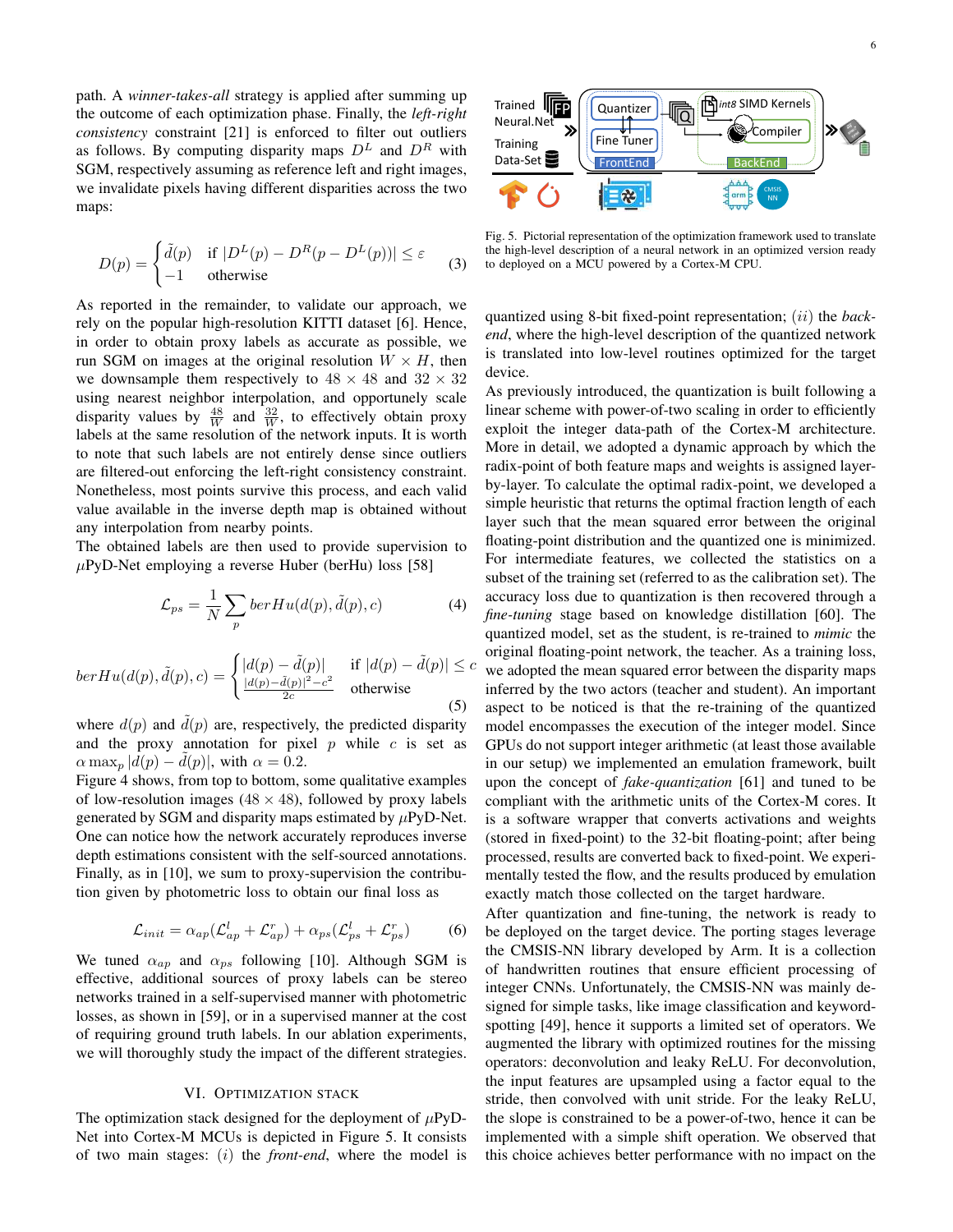path. A *winner-takes-all* strategy is applied after summing up the outcome of each optimization phase. Finally, the *left-right consistency* constraint [21] is enforced to filter out outliers as follows. By computing disparity maps $D^L$ and $D^R$ with SGM, respectively assuming as reference left and right images, we invalidate pixels having different disparities across the two maps:

$$D(p) = \begin{cases} \tilde{d}(p) & \text{if } |D^L(p) - D^R(p - D^L(p))| \leq \varepsilon \\ -1 & \text{otherwise} \end{cases} \tag{3}$$

As reported in the remainder, to validate our approach, we rely on the popular high-resolution KITTI dataset [6]. Hence, in order to obtain proxy labels as accurate as possible, we run SGM on images at the original resolution $W \times H$, then we downsample them respectively to $48 \times 48$ and $32 \times 32$ using nearest neighbor interpolation, and opportunely scale disparity values by $\frac{48}{W}$ and $\frac{32}{W}$, to effectively obtain proxy labels at the same resolution of the network inputs. It is worth to note that such labels are not entirely dense since outliers are filtered-out enforcing the left-right consistency constraint. Nonetheless, most points survive this process, and each valid value available in the inverse depth map is obtained without any interpolation from nearby points.

The obtained labels are then used to provide supervision to $\mu$PyD-Net employing a reverse Huber (berHu) loss [58]

$$\mathcal{L}_{ps} = \frac{1}{N}\sum_{p} berHu(d(p), \tilde{d}(p), c) \tag{4}$$

$$berHu(d(p), \tilde{d}(p), c) = \begin{cases} |d(p) - \tilde{d}(p)| & \text{if } |d(p) - \tilde{d}(p)| \leq c \\ \frac{|d(p) - \tilde{d}(p)|^2 - c^2}{2c} & \text{otherwise} \end{cases} \tag{5}$$

where $d(p)$ and $\tilde{d}(p)$ are, respectively, the predicted disparity and the proxy annotation for pixel $p$ while $c$ is set as $\alpha \max_p |d(p) - \tilde{d}(p)|$, with $\alpha = 0.2$.

Figure 4 shows, from top to bottom, some qualitative examples of low-resolution images ($48 \times 48$), followed by proxy labels generated by SGM and disparity maps estimated by $\mu$PyD-Net. One can notice how the network accurately reproduces inverse depth estimations consistent with the self-sourced annotations. Finally, as in [10], we sum to proxy-supervision the contribution given by photometric loss to obtain our final loss as

$$\mathcal{L}_{init} = \alpha_{ap}(\mathcal{L}^l_{ap} + \mathcal{L}^r_{ap}) + \alpha_{ps}(\mathcal{L}^l_{ps} + \mathcal{L}^r_{ps}) \tag{6}$$

We tuned $\alpha_{ap}$ and $\alpha_{ps}$ following [10]. Although SGM is effective, additional sources of proxy labels can be stereo networks trained in a self-supervised manner with photometric losses, as shown in [59], or in a supervised manner at the cost of requiring ground truth labels. In our ablation experiments, we will thoroughly study the impact of the different strategies.

## VI. Optimization Stack

The optimization stack designed for the deployment of $\mu$PyD-Net into Cortex-M MCUs is depicted in Figure 5. It consists of two main stages: $(i)$ the *front-end*, where the model is quantized using 8-bit fixed-point representation; $(ii)$ the *back-end*, where the high-level description of the quantized network is translated into low-level routines optimized for the target device.

Fig. 5. Pictorial representation of the optimization framework used to translate the high-level description of a neural network in an optimized version ready to deployed on a MCU powered by a Cortex-M CPU.

As previously introduced, the quantization is built following a linear scheme with power-of-two scaling in order to efficiently exploit the integer data-path of the Cortex-M architecture. More in detail, we adopted a dynamic approach by which the radix-point of both feature maps and weights is assigned layer-by-layer. To calculate the optimal radix-point, we developed a simple heuristic that returns the optimal fraction length of each layer such that the mean squared error between the original floating-point distribution and the quantized one is minimized. For intermediate features, we collected the statistics on a subset of the training set (referred to as the calibration set). The accuracy loss due to quantization is then recovered through a *fine-tuning* stage based on knowledge distillation [60]. The quantized model, set as the student, is re-trained to *mimic* the original floating-point network, the teacher. As a training loss, we adopted the mean squared error between the disparity maps inferred by the two actors (teacher and student). An important aspect to be noticed is that the re-training of the quantized model encompasses the execution of the integer model. Since GPUs do not support integer arithmetic (at least those available in our setup) we implemented an emulation framework, built upon the concept of *fake-quantization* [61] and tuned to be compliant with the arithmetic units of the Cortex-M cores. It is a software wrapper that converts activations and weights (stored in fixed-point) to the 32-bit floating-point; after being processed, results are converted back to fixed-point. We experimentally tested the flow, and the results produced by emulation exactly match those collected on the target hardware.

After quantization and fine-tuning, the network is ready to be deployed on the target device. The porting stages leverage the CMSIS-NN library developed by Arm. It is a collection of handwritten routines that ensure efficient processing of integer CNNs. Unfortunately, the CMSIS-NN was mainly designed for simple tasks, like image classification and keyword-spotting [49], hence it supports a limited set of operators. We augmented the library with optimized routines for the missing operators: deconvolution and leaky ReLU. For deconvolution, the input features are upsampled using a factor equal to the stride, then convolved with unit stride. For the leaky ReLU, the slope is constrained to be a power-of-two, hence it can be implemented with a simple shift operation. We observed that this choice achieves better performance with no impact on the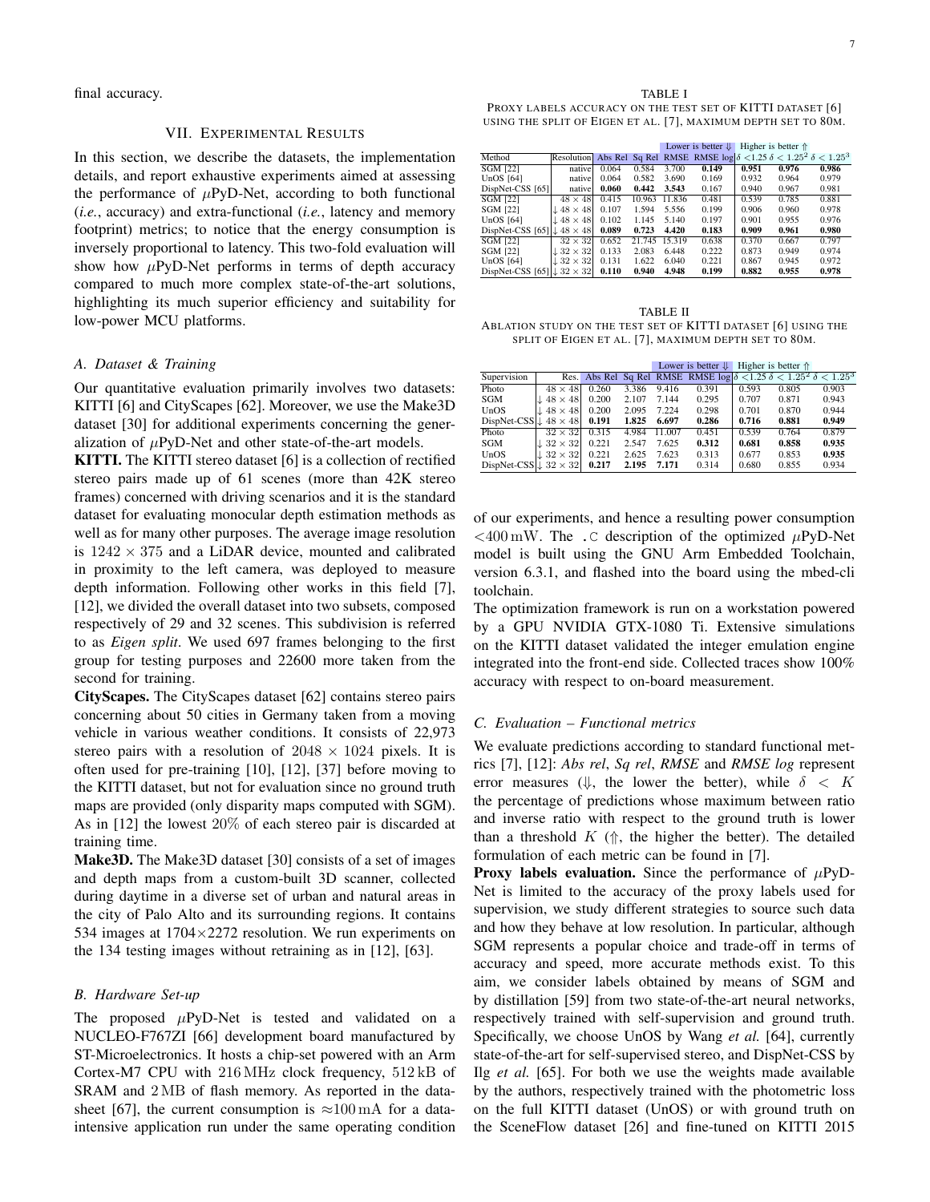final accuracy.

## VII. Experimental Results

In this section, we describe the datasets, the implementation details, and report exhaustive experiments aimed at assessing the performance of $\mu$PyD-Net, according to both functional (*i.e.*, accuracy) and extra-functional (*i.e.*, latency and memory footprint) metrics; to notice that the energy consumption is inversely proportional to latency. This two-fold evaluation will show how $\mu$PyD-Net performs in terms of depth accuracy compared to much more complex state-of-the-art solutions, highlighting its much superior efficiency and suitability for low-power MCU platforms.

### A. Dataset & Training

Our quantitative evaluation primarily involves two datasets: KITTI [6] and CityScapes [62]. Moreover, we use the Make3D dataset [30] for additional experiments concerning the generalization of $\mu$PyD-Net and other state-of-the-art models.

**KITTI.** The KITTI stereo dataset [6] is a collection of rectified stereo pairs made up of 61 scenes (more than 42K stereo frames) concerned with driving scenarios and it is the standard dataset for evaluating monocular depth estimation methods as well as for many other purposes. The average image resolution is $1242 \times 375$ and a LiDAR device, mounted and calibrated in proximity to the left camera, was deployed to measure depth information. Following other works in this field [7], [12], we divided the overall dataset into two subsets, composed respectively of 29 and 32 scenes. This subdivision is referred to as *Eigen split*. We used 697 frames belonging to the first group for testing purposes and 22600 more taken from the second for training.

**CityScapes.** The CityScapes dataset [62] contains stereo pairs concerning about 50 cities in Germany taken from a moving vehicle in various weather conditions. It consists of 22,973 stereo pairs with a resolution of $2048 \times 1024$ pixels. It is often used for pre-training [10], [12], [37] before moving to the KITTI dataset, but not for evaluation since no ground truth maps are provided (only disparity maps computed with SGM). As in [12] the lowest 20% of each stereo pair is discarded at training time.

**Make3D.** The Make3D dataset [30] consists of a set of images and depth maps from a custom-built 3D scanner, collected during daytime in a diverse set of urban and natural areas in the city of Palo Alto and its surrounding regions. It contains 534 images at $1704 \times 2272$ resolution. We run experiments on the 134 testing images without retraining as in [12], [63].

### B. Hardware Set-up

The proposed $\mu$PyD-Net is tested and validated on a NUCLEO-F767ZI [66] development board manufactured by ST-Microelectronics. It hosts a chip-set powered with an Arm Cortex-M7 CPU with 216 MHz clock frequency, 512 kB of SRAM and 2 MB of flash memory. As reported in the datasheet [67], the current consumption is $\approx$100 mA for a data-intensive application run under the same operating condition of our experiments, and hence a resulting power consumption <400 mW. The .C description of the optimized $\mu$PyD-Net model is built using the GNU Arm Embedded Toolchain, version 6.3.1, and flashed into the board using the mbed-cli toolchain.

The optimization framework is run on a workstation powered by a GPU NVIDIA GTX-1080 Ti. Extensive simulations on the KITTI dataset validated the integer emulation engine integrated into the front-end side. Collected traces show 100% accuracy with respect to on-board measurement.

TABLE I
Proxy labels accuracy on the test set of KITTI dataset [6] using the split of Eigen et al. [7], maximum depth set to 80m.

| | | Lower is better ⇓ | | | | Higher is better ⇑ | | |
|---|---|---|---|---|---|---|---|---|
| Method | Resolution | Abs Rel | Sq Rel | RMSE | RMSE log | $\delta < 1.25$ | $\delta < 1.25^2$ | $\delta < 1.25^3$ |
| SGM [22] | native | 0.064 | 0.584 | 3.700 | **0.149** | **0.951** | **0.976** | **0.986** |
| UnOS [64] | native | 0.064 | 0.582 | 3.690 | 0.169 | 0.932 | 0.964 | 0.979 |
| DispNet-CSS [65] | native | **0.060** | **0.442** | **3.543** | 0.167 | 0.940 | 0.967 | 0.981 |
| SGM [22] | $48 \times 48$ | 0.415 | 10.963 | 11.836 | 0.481 | 0.539 | 0.785 | 0.881 |
| SGM [22] | $\downarrow 48 \times 48$ | 0.107 | 1.594 | 5.556 | 0.199 | 0.906 | 0.960 | 0.978 |
| UnOS [64] | $\downarrow 48 \times 48$ | 0.102 | 1.145 | 5.140 | 0.197 | 0.901 | 0.955 | 0.976 |
| DispNet-CSS [65] | $\downarrow 48 \times 48$ | **0.089** | **0.723** | **4.420** | **0.183** | **0.909** | **0.961** | **0.980** |
| SGM [22] | $32 \times 32$ | 0.652 | 21.745 | 15.319 | 0.638 | 0.370 | 0.667 | 0.797 |
| SGM [22] | $\downarrow 32 \times 32$ | 0.133 | 2.083 | 6.448 | 0.222 | 0.873 | 0.949 | 0.974 |
| UnOS [64] | $\downarrow 32 \times 32$ | 0.131 | 1.622 | 6.040 | 0.221 | 0.867 | 0.945 | 0.972 |
| DispNet-CSS [65] | $\downarrow 32 \times 32$ | **0.110** | **0.940** | **4.948** | **0.199** | **0.882** | **0.955** | **0.978** |

TABLE II
Ablation study on the test set of KITTI dataset [6] using the split of Eigen et al. [7], maximum depth set to 80m.

| | | Lower is better ⇓ | | | | Higher is better ⇑ | | |
|---|---|---|---|---|---|---|---|---|
| Supervision | Res. | Abs Rel | Sq Rel | RMSE | RMSE log | $\delta < 1.25$ | $\delta < 1.25^2$ | $\delta < 1.25^3$ |
| Photo | $48 \times 48$ | 0.260 | 3.386 | 9.416 | 0.391 | 0.593 | 0.805 | 0.903 |
| SGM | $\downarrow 48 \times 48$ | 0.200 | 2.107 | 7.144 | 0.295 | 0.707 | 0.871 | 0.943 |
| UnOS | $\downarrow 48 \times 48$ | 0.200 | 2.095 | 7.224 | 0.298 | 0.701 | 0.870 | 0.944 |
| DispNet-CSS | $\downarrow 48 \times 48$ | **0.191** | **1.825** | **6.697** | **0.286** | **0.716** | **0.881** | **0.949** |
| Photo | $32 \times 32$ | 0.315 | 4.984 | 11.007 | 0.451 | 0.539 | 0.764 | 0.879 |
| SGM | $\downarrow 32 \times 32$ | 0.221 | 2.547 | 7.625 | **0.312** | **0.681** | **0.858** | **0.935** |
| UnOS | $\downarrow 32 \times 32$ | 0.221 | 2.625 | 7.623 | 0.313 | 0.677 | 0.853 | **0.935** |
| DispNet-CSS | $\downarrow 32 \times 32$ | **0.217** | **2.195** | **7.171** | 0.314 | 0.680 | 0.855 | 0.934 |

### C. Evaluation – Functional metrics

We evaluate predictions according to standard functional metrics [7], [12]: *Abs rel*, *Sq rel*, *RMSE* and *RMSE log* represent error measures (⇓, the lower the better), while $\delta < K$ the percentage of predictions whose maximum between ratio and inverse ratio with respect to the ground truth is lower than a threshold $K$ (⇑, the higher the better). The detailed formulation of each metric can be found in [7].

**Proxy labels evaluation.** Since the performance of $\mu$PyD-Net is limited to the accuracy of the proxy labels used for supervision, we study different strategies to source such data and how they behave at low resolution. In particular, although SGM represents a popular choice and trade-off in terms of accuracy and speed, more accurate methods exist. To this aim, we consider labels obtained by means of SGM and by distillation [59] from two state-of-the-art neural networks, respectively trained with self-supervision and ground truth. Specifically, we choose UnOS by Wang *et al.* [64], currently state-of-the-art for self-supervised stereo, and DispNet-CSS by Ilg *et al.* [65]. For both we use the weights made available by the authors, respectively trained with the photometric loss on the full KITTI dataset (UnOS) or with ground truth on the SceneFlow dataset [26] and fine-tuned on KITTI 2015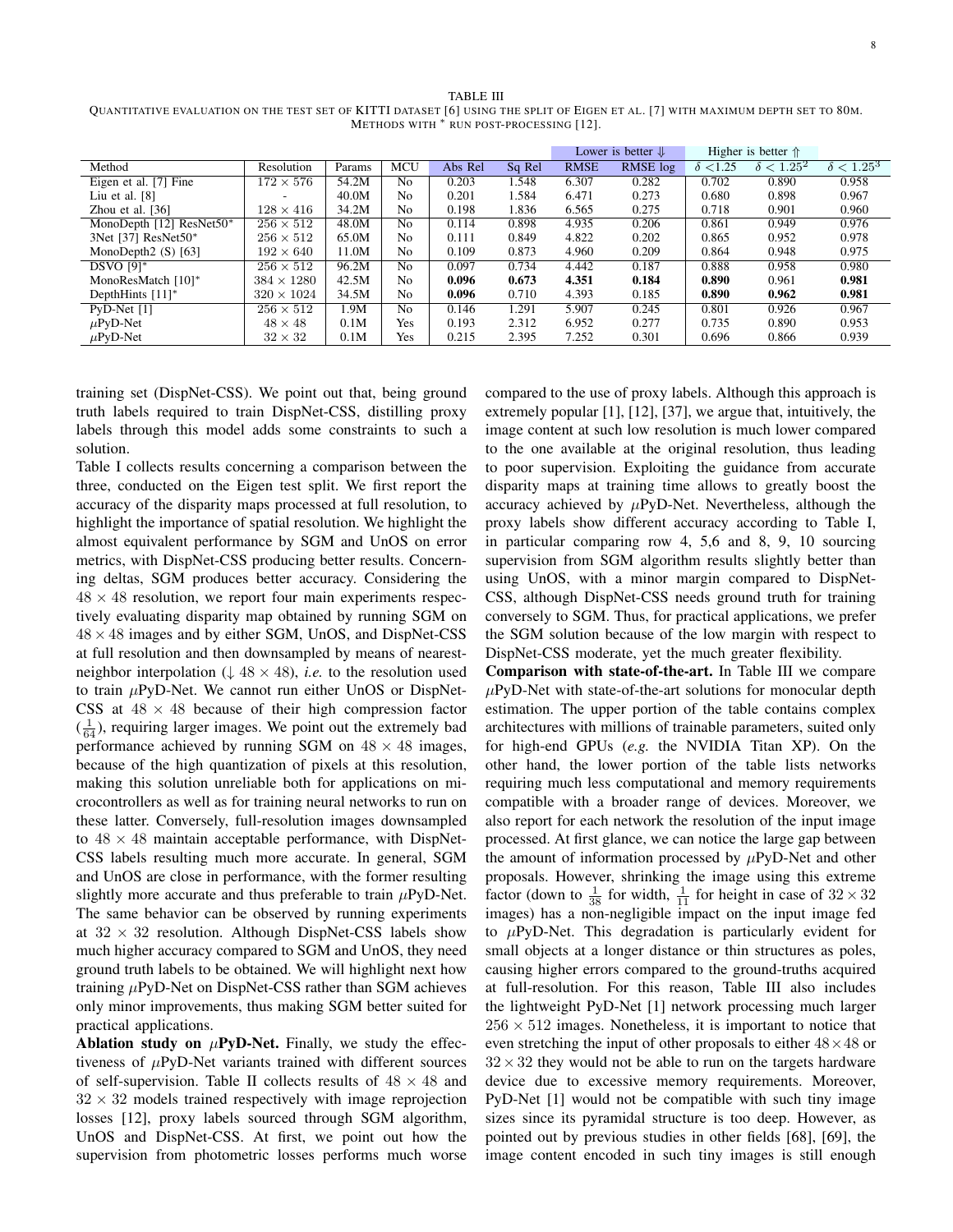TABLE III
QUANTITATIVE EVALUATION ON THE TEST SET OF KITTI DATASET [6] USING THE SPLIT OF EIGEN ET AL. [7] WITH MAXIMUM DEPTH SET TO 80M. METHODS WITH * RUN POST-PROCESSING [12].

| | | | | Lower is better ⇓ | | | | Higher is better ⇑ | | |
|---|---|---|---|---|---|---|---|---|---|---|
| Method | Resolution | Params | MCU | Abs Rel | Sq Rel | RMSE | RMSE log | $\delta < 1.25$ | $\delta < 1.25^2$ | $\delta < 1.25^3$ |
| Eigen et al. [7] Fine | $172 \times 576$ | 54.2M | No | 0.203 | 1.548 | 6.307 | 0.282 | 0.702 | 0.890 | 0.958 |
| Liu et al. [8] | - | 40.0M | No | 0.201 | 1.584 | 6.471 | 0.273 | 0.680 | 0.898 | 0.967 |
| Zhou et al. [36] | $128 \times 416$ | 34.2M | No | 0.198 | 1.836 | 6.565 | 0.275 | 0.718 | 0.901 | 0.960 |
| MonoDepth [12] ResNet50* | $256 \times 512$ | 48.0M | No | 0.114 | 0.898 | 4.935 | 0.206 | 0.861 | 0.949 | 0.976 |
| 3Net [37] ResNet50* | $256 \times 512$ | 65.0M | No | 0.111 | 0.849 | 4.822 | 0.202 | 0.865 | 0.952 | 0.978 |
| MonoDepth2 (S) [63] | $192 \times 640$ | 11.0M | No | 0.109 | 0.873 | 4.960 | 0.209 | 0.864 | 0.948 | 0.975 |
| DSVO [9]* | $256 \times 512$ | 96.2M | No | 0.097 | 0.734 | 4.442 | 0.187 | 0.888 | 0.958 | 0.980 |
| MonoResMatch [10]* | $384 \times 1280$ | 42.5M | No | **0.096** | **0.673** | **4.351** | **0.184** | **0.890** | 0.961 | **0.981** |
| DepthHints [11]* | $320 \times 1024$ | 34.5M | No | **0.096** | 0.710 | 4.393 | 0.185 | **0.890** | **0.962** | **0.981** |
| PyD-Net [1] | $256 \times 512$ | 1.9M | No | 0.146 | 1.291 | 5.907 | 0.245 | 0.801 | 0.926 | 0.967 |
| $\mu$PyD-Net | $48 \times 48$ | 0.1M | Yes | 0.193 | 2.312 | 6.952 | 0.277 | 0.735 | 0.890 | 0.953 |
| $\mu$PyD-Net | $32 \times 32$ | 0.1M | Yes | 0.215 | 2.395 | 7.252 | 0.301 | 0.696 | 0.866 | 0.939 |

training set (DispNet-CSS). We point out that, being ground truth labels required to train DispNet-CSS, distilling proxy labels through this model adds some constraints to such a solution.

Table I collects results concerning a comparison between the three, conducted on the Eigen test split. We first report the accuracy of the disparity maps processed at full resolution, to highlight the importance of spatial resolution. We highlight the almost equivalent performance by SGM and UnOS on error metrics, with DispNet-CSS producing better results. Concerning deltas, SGM produces better accuracy. Considering the $48 \times 48$ resolution, we report four main experiments respectively evaluating disparity map obtained by running SGM on $48 \times 48$ images and by either SGM, UnOS, and DispNet-CSS at full resolution and then downsampled by means of nearest-neighbor interpolation ($\downarrow 48 \times 48$), *i.e.* to the resolution used to train $\mu$PyD-Net. We cannot run either UnOS or DispNet-CSS at $48 \times 48$ because of their high compression factor ($\frac{1}{64}$), requiring larger images. We point out the extremely bad performance achieved by running SGM on $48 \times 48$ images, because of the high quantization of pixels at this resolution, making this solution unreliable both for applications on microcontrollers as well as for training neural networks to run on these latter. Conversely, full-resolution images downsampled to $48 \times 48$ maintain acceptable performance, with DispNet-CSS labels resulting much more accurate. In general, SGM and UnOS are close in performance, with the former resulting slightly more accurate and thus preferable to train $\mu$PyD-Net. The same behavior can be observed by running experiments at $32 \times 32$ resolution. Although DispNet-CSS labels show much higher accuracy compared to SGM and UnOS, they need ground truth labels to be obtained. We will highlight next how training $\mu$PyD-Net on DispNet-CSS rather than SGM achieves only minor improvements, thus making SGM better suited for practical applications.

**Ablation study on $\mu$PyD-Net.** Finally, we study the effectiveness of $\mu$PyD-Net variants trained with different sources of self-supervision. Table II collects results of $48 \times 48$ and $32 \times 32$ models trained respectively with image reprojection losses [12], proxy labels sourced through SGM algorithm, UnOS and DispNet-CSS. At first, we point out how the supervision from photometric losses performs much worse compared to the use of proxy labels. Although this approach is extremely popular [1], [12], [37], we argue that, intuitively, the image content at such low resolution is much lower compared to the one available at the original resolution, thus leading to poor supervision. Exploiting the guidance from accurate disparity maps at training time allows to greatly boost the accuracy achieved by $\mu$PyD-Net. Nevertheless, although the proxy labels show different accuracy according to Table I, in particular comparing row 4, 5,6 and 8, 9, 10 sourcing supervision from SGM algorithm results slightly better than using UnOS, with a minor margin compared to DispNet-CSS, although DispNet-CSS needs ground truth for training conversely to SGM. Thus, for practical applications, we prefer the SGM solution because of the low margin with respect to DispNet-CSS moderate, yet the much greater flexibility.

**Comparison with state-of-the-art.** In Table III we compare $\mu$PyD-Net with state-of-the-art solutions for monocular depth estimation. The upper portion of the table contains complex architectures with millions of trainable parameters, suited only for high-end GPUs (*e.g.* the NVIDIA Titan XP). On the other hand, the lower portion of the table lists networks requiring much less computational and memory requirements compatible with a broader range of devices. Moreover, we also report for each network the resolution of the input image processed. At first glance, we can notice the large gap between the amount of information processed by $\mu$PyD-Net and other proposals. However, shrinking the image using this extreme factor (down to $\frac{1}{38}$ for width, $\frac{1}{11}$ for height in case of $32 \times 32$ images) has a non-negligible impact on the input image fed to $\mu$PyD-Net. This degradation is particularly evident for small objects at a longer distance or thin structures as poles, causing higher errors compared to the ground-truths acquired at full-resolution. For this reason, Table III also includes the lightweight PyD-Net [1] network processing much larger $256 \times 512$ images. Nonetheless, it is important to notice that even stretching the input of other proposals to either $48 \times 48$ or $32 \times 32$ they would not be able to run on the targets hardware device due to excessive memory requirements. Moreover, PyD-Net [1] would not be compatible with such tiny image sizes since its pyramidal structure is too deep. However, as pointed out by previous studies in other fields [68], [69], the image content encoded in such tiny images is still enough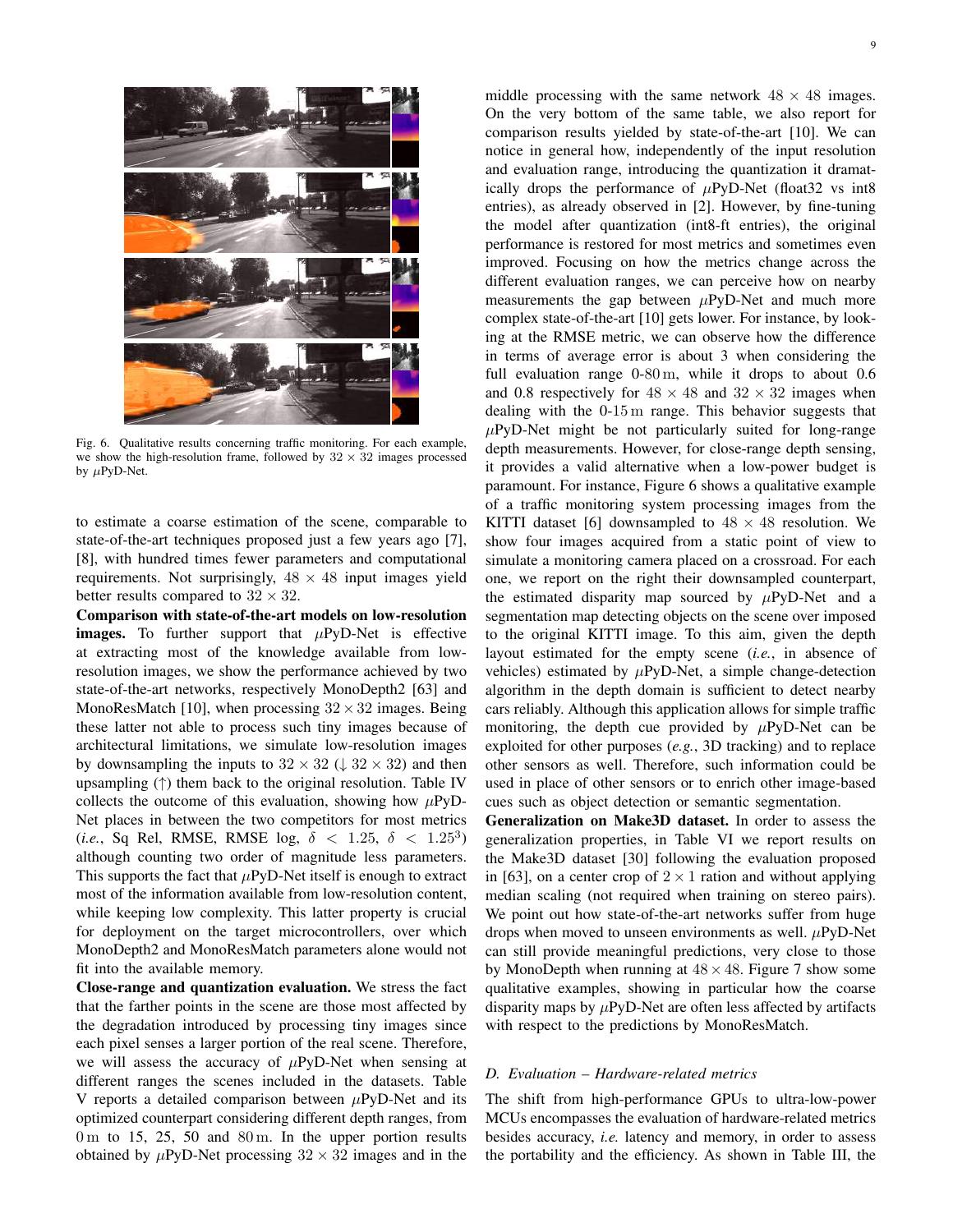Fig. 6. Qualitative results concerning traffic monitoring. For each example, we show the high-resolution frame, followed by $32 \times 32$ images processed by $\mu$PyD-Net.

to estimate a coarse estimation of the scene, comparable to state-of-the-art techniques proposed just a few years ago [7], [8], with hundred times fewer parameters and computational requirements. Not surprisingly, $48 \times 48$ input images yield better results compared to $32 \times 32$.

**Comparison with state-of-the-art models on low-resolution images.** To further support that $\mu$PyD-Net is effective at extracting most of the knowledge available from low-resolution images, we show the performance achieved by two state-of-the-art networks, respectively MonoDepth2 [63] and MonoResMatch [10], when processing $32 \times 32$ images. Being these latter not able to process such tiny images because of architectural limitations, we simulate low-resolution images by downsampling the inputs to $32 \times 32$ ($\downarrow 32 \times 32$) and then upsampling ($\uparrow$) them back to the original resolution. Table IV collects the outcome of this evaluation, showing how $\mu$PyD-Net places in between the two competitors for most metrics (*i.e.*, Sq Rel, RMSE, RMSE log, $\delta < 1.25$, $\delta < 1.25^3$) although counting two order of magnitude less parameters. This supports the fact that $\mu$PyD-Net itself is enough to extract most of the information available from low-resolution content, while keeping low complexity. This latter property is crucial for deployment on the target microcontrollers, over which MonoDepth2 and MonoResMatch parameters alone would not fit into the available memory.

**Close-range and quantization evaluation.** We stress the fact that the farther points in the scene are those most affected by the degradation introduced by processing tiny images since each pixel senses a larger portion of the real scene. Therefore, we will assess the accuracy of $\mu$PyD-Net when sensing at different ranges the scenes included in the datasets. Table V reports a detailed comparison between $\mu$PyD-Net and its optimized counterpart considering different depth ranges, from 0 m to 15, 25, 50 and 80 m. In the upper portion results obtained by $\mu$PyD-Net processing $32 \times 32$ images and in the middle processing with the same network $48 \times 48$ images. On the very bottom of the same table, we also report for comparison results yielded by state-of-the-art [10]. We can notice in general how, independently of the input resolution and evaluation range, introducing the quantization it dramatically drops the performance of $\mu$PyD-Net (float32 vs int8 entries), as already observed in [2]. However, by fine-tuning the model after quantization (int8-ft entries), the original performance is restored for most metrics and sometimes even improved. Focusing on how the metrics change across the different evaluation ranges, we can perceive how on nearby measurements the gap between $\mu$PyD-Net and much more complex state-of-the-art [10] gets lower. For instance, by looking at the RMSE metric, we can observe how the difference in terms of average error is about 3 when considering the full evaluation range 0-80 m, while it drops to about 0.6 and 0.8 respectively for $48 \times 48$ and $32 \times 32$ images when dealing with the 0-15 m range. This behavior suggests that $\mu$PyD-Net might be not particularly suited for long-range depth measurements. However, for close-range depth sensing, it provides a valid alternative when a low-power budget is paramount. For instance, Figure 6 shows a qualitative example of a traffic monitoring system processing images from the KITTI dataset [6] downsampled to $48 \times 48$ resolution. We show four images acquired from a static point of view to simulate a monitoring camera placed on a crossroad. For each one, we report on the right their downsampled counterpart, the estimated disparity map sourced by $\mu$PyD-Net and a segmentation map detecting objects on the scene over imposed to the original KITTI image. To this aim, given the depth layout estimated for the empty scene (*i.e.*, in absence of vehicles) estimated by $\mu$PyD-Net, a simple change-detection algorithm in the depth domain is sufficient to detect nearby cars reliably. Although this application allows for simple traffic monitoring, the depth cue provided by $\mu$PyD-Net can be exploited for other purposes (*e.g.*, 3D tracking) and to replace other sensors as well. Therefore, such information could be used in place of other sensors or to enrich other image-based cues such as object detection or semantic segmentation.

**Generalization on Make3D dataset.** In order to assess the generalization properties, in Table VI we report results on the Make3D dataset [30] following the evaluation proposed in [63], on a center crop of $2 \times 1$ ration and without applying median scaling (not required when training on stereo pairs). We point out how state-of-the-art networks suffer from huge drops when moved to unseen environments as well. $\mu$PyD-Net can still provide meaningful predictions, very close to those by MonoDepth when running at $48 \times 48$. Figure 7 show some qualitative examples, showing in particular how the coarse disparity maps by $\mu$PyD-Net are often less affected by artifacts with respect to the predictions by MonoResMatch.

### D. Evaluation – Hardware-related metrics

The shift from high-performance GPUs to ultra-low-power MCUs encompasses the evaluation of hardware-related metrics besides accuracy, *i.e.* latency and memory, in order to assess the portability and the efficiency. As shown in Table III, the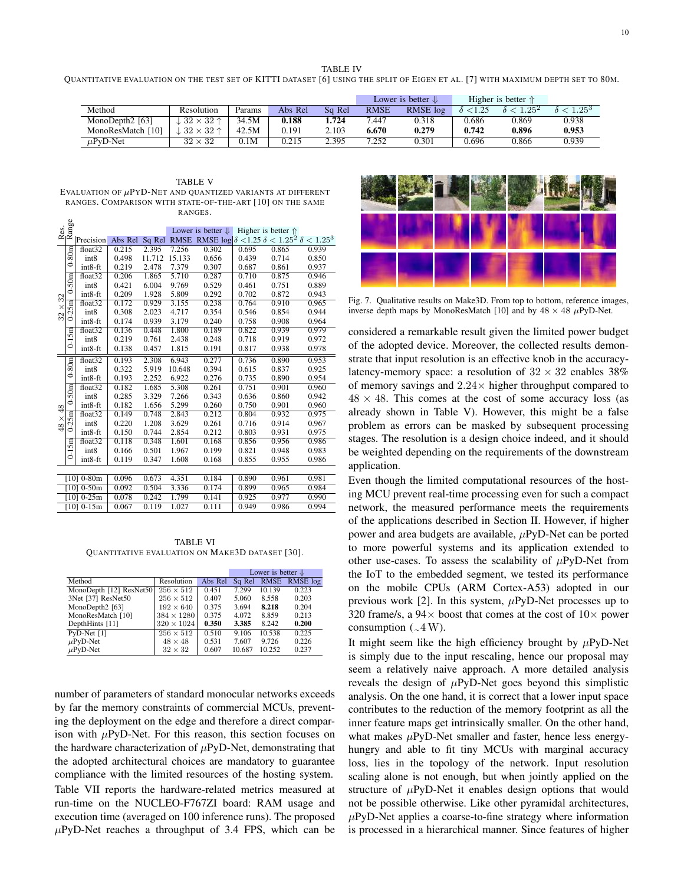TABLE IV
QUANTITATIVE EVALUATION ON THE TEST SET OF KITTI DATASET [6] USING THE SPLIT OF EIGEN ET AL. [7] WITH MAXIMUM DEPTH SET TO 80M.

| Method | Resolution | Params | Abs Rel | Sq Rel | RMSE | RMSE log | $\delta < 1.25$ | $\delta < 1.25^2$ | $\delta < 1.25^3$ |
|---|---|---|---|---|---|---|---|---|---|
| | | | Lower is better ⇓ | | | | Higher is better ⇑ | | |
| MonoDepth2 [63] | $\downarrow 32 \times 32 \uparrow$ | 34.5M | **0.188** | **1.724** | 7.447 | 0.318 | 0.686 | 0.869 | 0.938 |
| MonoResMatch [10] | $\downarrow 32 \times 32 \uparrow$ | 42.5M | 0.191 | 2.103 | **6.670** | **0.279** | **0.742** | **0.896** | **0.953** |
| $\mu$PyD-Net | $32 \times 32$ | 0.1M | 0.215 | 2.395 | 7.252 | 0.301 | 0.696 | 0.866 | 0.939 |

TABLE V
EVALUATION OF $\mu$PYD-NET AND QUANTIZED VARIANTS AT DIFFERENT RANGES. COMPARISON WITH STATE-OF-THE-ART [10] ON THE SAME RANGES.

| Res. | Range | Precision | Abs Rel | Sq Rel | RMSE | RMSE log | $\delta < 1.25$ | $\delta < 1.25^2$ | $\delta < 1.25^3$ |
|---|---|---|---|---|---|---|---|---|---|
| | | | Lower is better ⇓ | | | | Higher is better ⇑ | | |
| $32 \times 32$ | 0-80m | float32 | 0.215 | 2.395 | 7.256 | 0.302 | 0.695 | 0.865 | 0.939 |
| | | int8 | 0.498 | 11.712 | 15.133 | 0.656 | 0.439 | 0.714 | 0.850 |
| | | int8-ft | 0.219 | 2.478 | 7.379 | 0.307 | 0.687 | 0.861 | 0.937 |
| | 0-50m | float32 | 0.206 | 1.865 | 5.710 | 0.287 | 0.710 | 0.875 | 0.946 |
| | | int8 | 0.421 | 6.004 | 9.769 | 0.529 | 0.461 | 0.751 | 0.889 |
| | | int8-ft | 0.209 | 1.928 | 5.809 | 0.292 | 0.702 | 0.872 | 0.943 |
| | 0-25m | float32 | 0.172 | 0.929 | 3.155 | 0.238 | 0.764 | 0.910 | 0.965 |
| | | int8 | 0.308 | 2.023 | 4.717 | 0.354 | 0.546 | 0.854 | 0.944 |
| | | int8-ft | 0.174 | 0.939 | 3.179 | 0.240 | 0.758 | 0.908 | 0.964 |
| | 0-15m | float32 | 0.136 | 0.448 | 1.800 | 0.189 | 0.822 | 0.939 | 0.979 |
| | | int8 | 0.219 | 0.761 | 2.438 | 0.248 | 0.718 | 0.919 | 0.972 |
| | | int8-ft | 0.138 | 0.457 | 1.815 | 0.191 | 0.817 | 0.938 | 0.978 |
| $48 \times 48$ | 0-80m | float32 | 0.193 | 2.308 | 6.943 | 0.277 | 0.736 | 0.890 | 0.953 |
| | | int8 | 0.322 | 5.919 | 10.648 | 0.394 | 0.615 | 0.837 | 0.925 |
| | | int8-ft | 0.193 | 2.252 | 6.922 | 0.276 | 0.735 | 0.890 | 0.954 |
| | 0-50m | float32 | 0.182 | 1.685 | 5.308 | 0.261 | 0.751 | 0.901 | 0.960 |
| | | int8 | 0.285 | 3.329 | 7.266 | 0.343 | 0.636 | 0.860 | 0.942 |
| | | int8-ft | 0.182 | 1.656 | 5.299 | 0.260 | 0.750 | 0.901 | 0.960 |
| | 0-25m | float32 | 0.149 | 0.748 | 2.843 | 0.212 | 0.804 | 0.932 | 0.975 |
| | | int8 | 0.220 | 1.208 | 3.629 | 0.261 | 0.716 | 0.914 | 0.967 |
| | | int8-ft | 0.150 | 0.744 | 2.854 | 0.212 | 0.803 | 0.931 | 0.975 |
| | 0-15m | float32 | 0.118 | 0.348 | 1.601 | 0.168 | 0.856 | 0.956 | 0.986 |
| | | int8 | 0.166 | 0.501 | 1.967 | 0.199 | 0.821 | 0.948 | 0.983 |
| | | int8-ft | 0.119 | 0.347 | 1.608 | 0.168 | 0.855 | 0.955 | 0.986 |
| [10] 0-80m | | | 0.096 | 0.673 | 4.351 | 0.184 | 0.890 | 0.961 | 0.981 |
| [10] 0-50m | | | 0.092 | 0.504 | 3.336 | 0.174 | 0.899 | 0.965 | 0.984 |
| [10] 0-25m | | | 0.078 | 0.242 | 1.799 | 0.141 | 0.925 | 0.977 | 0.990 |
| [10] 0-15m | | | 0.067 | 0.119 | 1.027 | 0.111 | 0.949 | 0.986 | 0.994 |

TABLE VI
QUANTITATIVE EVALUATION ON MAKE3D DATASET [30].

| Method | Resolution | Abs Rel | Sq Rel | RMSE | RMSE log |
|---|---|---|---|---|---|
| | | Lower is better ⇓ | | | |
| MonoDepth [12] ResNet50 | $256 \times 512$ | 0.451 | 7.299 | 10.139 | 0.223 |
| 3Net [37] ResNet50 | $256 \times 512$ | 0.407 | 5.060 | 8.558 | 0.203 |
| MonoDepth2 [63] | $192 \times 640$ | 0.375 | 3.694 | **8.218** | 0.204 |
| MonoResMatch [10] | $384 \times 1280$ | 0.375 | 4.072 | 8.859 | 0.213 |
| DepthHints [11] | $320 \times 1024$ | **0.350** | **3.385** | 8.242 | **0.200** |
| PyD-Net [1] | $256 \times 512$ | 0.510 | 9.106 | 10.538 | 0.225 |
| $\mu$PyD-Net | $48 \times 48$ | 0.531 | 7.607 | 9.726 | 0.226 |
| $\mu$PyD-Net | $32 \times 32$ | 0.607 | 10.687 | 10.252 | 0.237 |

Fig. 7. Qualitative results on Make3D. From top to bottom, reference images, inverse depth maps by MonoResMatch [10] and by $48 \times 48$ $\mu$PyD-Net.

number of parameters of standard monocular networks exceeds by far the memory constraints of commercial MCUs, preventing the deployment on the edge and therefore a direct comparison with $\mu$PyD-Net. For this reason, this section focuses on the hardware characterization of $\mu$PyD-Net, demonstrating that the adopted architectural choices are mandatory to guarantee compliance with the limited resources of the hosting system.

Table VII reports the hardware-related metrics measured at run-time on the NUCLEO-F767ZI board: RAM usage and execution time (averaged on 100 inference runs). The proposed $\mu$PyD-Net reaches a throughput of 3.4 FPS, which can be considered a remarkable result given the limited power budget of the adopted device. Moreover, the collected results demonstrate that input resolution is an effective knob in the accuracy-latency-memory space: a resolution of $32 \times 32$ enables 38% of memory savings and $2.24\times$ higher throughput compared to $48 \times 48$. This comes at the cost of some accuracy loss (as already shown in Table V). However, this might be a false problem as errors can be masked by subsequent processing stages. The resolution is a design choice indeed, and it should be weighted depending on the requirements of the downstream application.

Even though the limited computational resources of the hosting MCU prevent real-time processing even for such a compact network, the measured performance meets the requirements of the applications described in Section II. However, if higher power and area budgets are available, $\mu$PyD-Net can be ported to more powerful systems and its application extended to other use-cases. To assess the scalability of $\mu$PyD-Net from the IoT to the embedded segment, we tested its performance on the mobile CPUs (ARM Cortex-A53) adopted in our previous work [2]. In this system, $\mu$PyD-Net processes up to 320 frame/s, a $94\times$ boost that comes at the cost of $10\times$ power consumption ($\sim$4 W).

It might seem like the high efficiency brought by $\mu$PyD-Net is simply due to the input rescaling, hence our proposal may seem a relatively naive approach. A more detailed analysis reveals the design of $\mu$PyD-Net goes beyond this simplistic analysis. On the one hand, it is correct that a lower input space contributes to the reduction of the memory footprint as all the inner feature maps get intrinsically smaller. On the other hand, what makes $\mu$PyD-Net smaller and faster, hence less energy-hungry and able to fit tiny MCUs with marginal accuracy loss, lies in the topology of the network. Input resolution scaling alone is not enough, but when jointly applied on the structure of $\mu$PyD-Net it enables design options that would not be possible otherwise. Like other pyramidal architectures, $\mu$PyD-Net applies a coarse-to-fine strategy where information is processed in a hierarchical manner. Since features of higher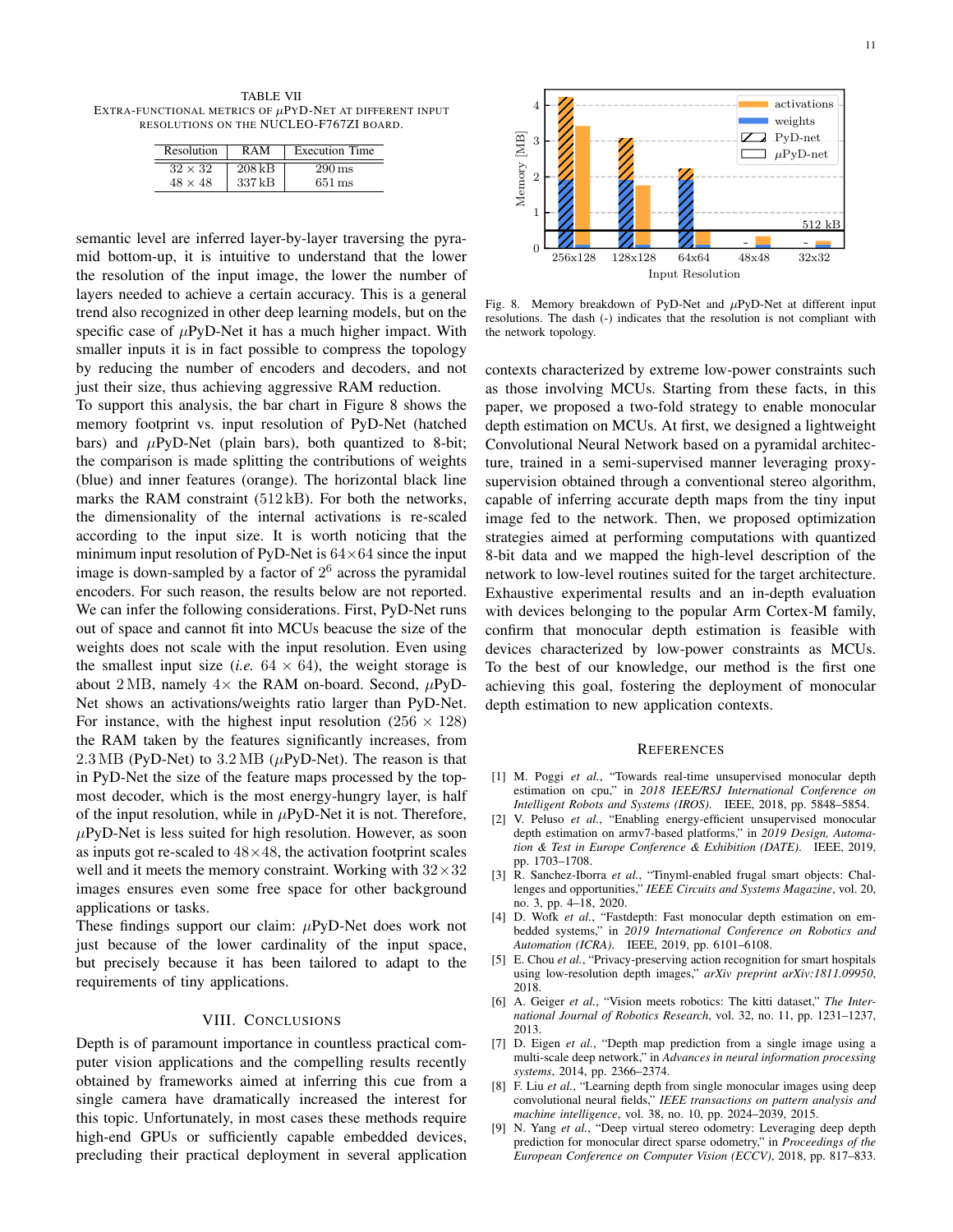TABLE VII
EXTRA-FUNCTIONAL METRICS OF $\mu$PYD-NET AT DIFFERENT INPUT RESOLUTIONS ON THE NUCLEO-F767ZI BOARD.

| Resolution | RAM | Execution Time |
|---|---|---|
| $32 \times 32$ | 208 kB | 290 ms |
| $48 \times 48$ | 337 kB | 651 ms |

semantic level are inferred layer-by-layer traversing the pyramid bottom-up, it is intuitive to understand that the lower the resolution of the input image, the lower the number of layers needed to achieve a certain accuracy. This is a general trend also recognized in other deep learning models, but on the specific case of $\mu$PyD-Net it has a much higher impact. With smaller inputs it is in fact possible to compress the topology by reducing the number of encoders and decoders, and not just their size, thus achieving aggressive RAM reduction.

To support this analysis, the bar chart in Figure 8 shows the memory footprint vs. input resolution of PyD-Net (hatched bars) and $\mu$PyD-Net (plain bars), both quantized to 8-bit; the comparison is made splitting the contributions of weights (blue) and inner features (orange). The horizontal black line marks the RAM constraint (512 kB). For both the networks, the dimensionality of the internal activations is re-scaled according to the input size. It is worth noticing that the minimum input resolution of PyD-Net is $64 \times 64$ since the input image is down-sampled by a factor of $2^6$ across the pyramidal encoders. For such reason, the results below are not reported. We can infer the following considerations. First, PyD-Net runs out of space and cannot fit into MCUs beacuse the size of the weights does not scale with the input resolution. Even using the smallest input size (*i.e.* $64 \times 64$), the weight storage is about 2 MB, namely $4\times$ the RAM on-board. Second, $\mu$PyD-Net shows an activations/weights ratio larger than PyD-Net. For instance, with the highest input resolution ($256 \times 128$) the RAM taken by the features significantly increases, from 2.3 MB (PyD-Net) to 3.2 MB ($\mu$PyD-Net). The reason is that in PyD-Net the size of the feature maps processed by the topmost decoder, which is the most energy-hungry layer, is half of the input resolution, while in $\mu$PyD-Net it is not. Therefore, $\mu$PyD-Net is less suited for high resolution. However, as soon as inputs got re-scaled to $48 \times 48$, the activation footprint scales well and it meets the memory constraint. Working with $32 \times 32$ images ensures even some free space for other background applications or tasks.

These findings support our claim: $\mu$PyD-Net does work not just because of the lower cardinality of the input space, but precisely because it has been tailored to adapt to the requirements of tiny applications.

## VIII. CONCLUSIONS

Depth is of paramount importance in countless practical computer vision applications and the compelling results recently obtained by frameworks aimed at inferring this cue from a single camera have dramatically increased the interest for this topic. Unfortunately, in most cases these methods require high-end GPUs or sufficiently capable embedded devices, precluding their practical deployment in several application contexts characterized by extreme low-power constraints such as those involving MCUs. Starting from these facts, in this paper, we proposed a two-fold strategy to enable monocular depth estimation on MCUs. At first, we designed a lightweight Convolutional Neural Network based on a pyramidal architecture, trained in a semi-supervised manner leveraging proxy-supervision obtained through a conventional stereo algorithm, capable of inferring accurate depth maps from the tiny input image fed to the network. Then, we proposed optimization strategies aimed at performing computations with quantized 8-bit data and we mapped the high-level description of the network to low-level routines suited for the target architecture. Exhaustive experimental results and an in-depth evaluation with devices belonging to the popular Arm Cortex-M family, confirm that monocular depth estimation is feasible with devices characterized by low-power constraints as MCUs. To the best of our knowledge, our method is the first one achieving this goal, fostering the deployment of monocular depth estimation to new application contexts.

Fig. 8. Memory breakdown of PyD-Net and $\mu$PyD-Net at different input resolutions. The dash (-) indicates that the resolution is not compliant with the network topology.

## REFERENCES

[1] M. Poggi *et al.*, "Towards real-time unsupervised monocular depth estimation on cpu," in *2018 IEEE/RSJ International Conference on Intelligent Robots and Systems (IROS)*. IEEE, 2018, pp. 5848–5854.

[2] V. Peluso *et al.*, "Enabling energy-efficient unsupervised monocular depth estimation on armv7-based platforms," in *2019 Design, Automation & Test in Europe Conference & Exhibition (DATE)*. IEEE, 2019, pp. 1703–1708.

[3] R. Sanchez-Iborra *et al.*, "Tinyml-enabled frugal smart objects: Challenges and opportunities," *IEEE Circuits and Systems Magazine*, vol. 20, no. 3, pp. 4–18, 2020.

[4] D. Wofk *et al.*, "Fastdepth: Fast monocular depth estimation on embedded systems," in *2019 International Conference on Robotics and Automation (ICRA)*. IEEE, 2019, pp. 6101–6108.

[5] E. Chou *et al.*, "Privacy-preserving action recognition for smart hospitals using low-resolution depth images," *arXiv preprint arXiv:1811.09950*, 2018.

[6] A. Geiger *et al.*, "Vision meets robotics: The kitti dataset," *The International Journal of Robotics Research*, vol. 32, no. 11, pp. 1231–1237, 2013.

[7] D. Eigen *et al.*, "Depth map prediction from a single image using a multi-scale deep network," in *Advances in neural information processing systems*, 2014, pp. 2366–2374.

[8] F. Liu *et al.*, "Learning depth from single monocular images using deep convolutional neural fields," *IEEE transactions on pattern analysis and machine intelligence*, vol. 38, no. 10, pp. 2024–2039, 2015.

[9] N. Yang *et al.*, "Deep virtual stereo odometry: Leveraging deep depth prediction for monocular direct sparse odometry," in *Proceedings of the European Conference on Computer Vision (ECCV)*, 2018, pp. 817–833.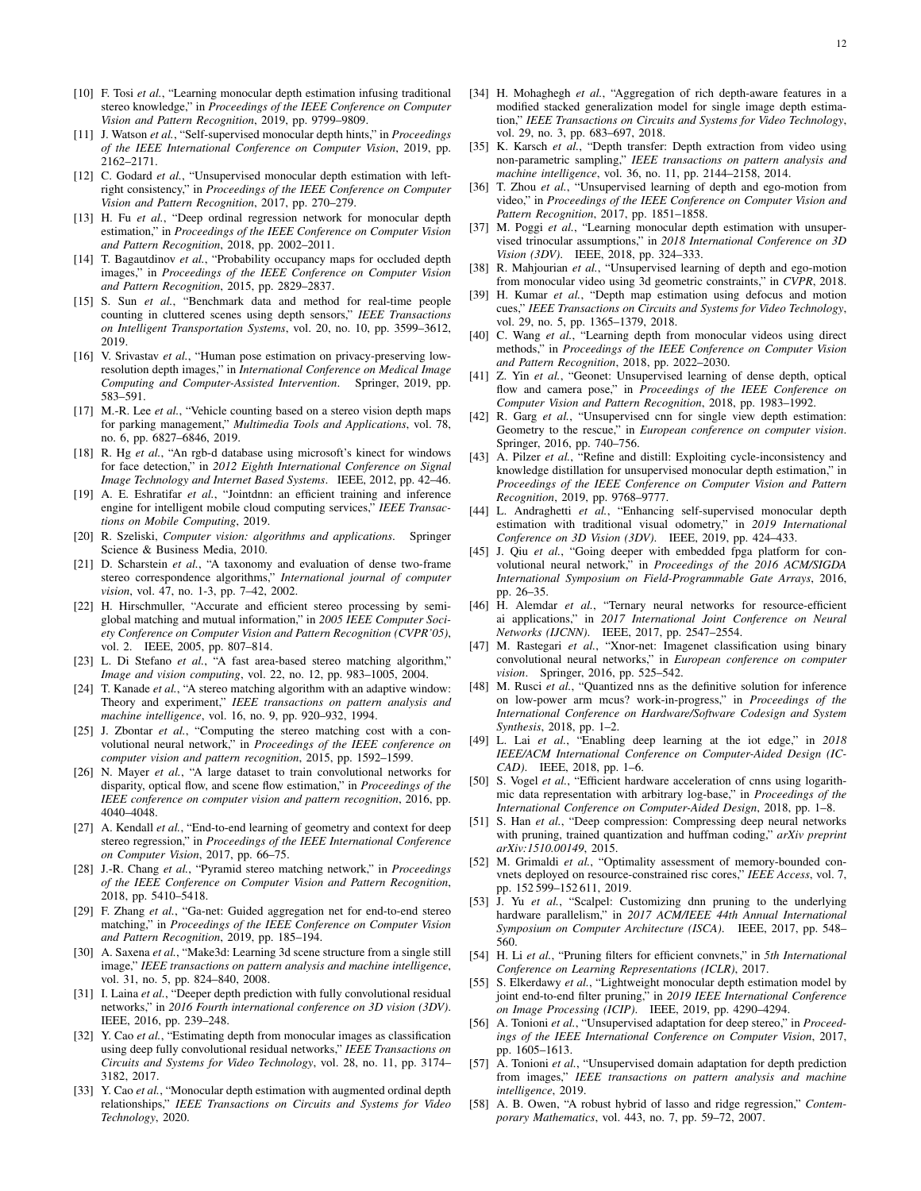[10] F. Tosi *et al.*, "Learning monocular depth estimation infusing traditional stereo knowledge," in *Proceedings of the IEEE Conference on Computer Vision and Pattern Recognition*, 2019, pp. 9799–9809.

[11] J. Watson *et al.*, "Self-supervised monocular depth hints," in *Proceedings of the IEEE International Conference on Computer Vision*, 2019, pp. 2162–2171.

[12] C. Godard *et al.*, "Unsupervised monocular depth estimation with left-right consistency," in *Proceedings of the IEEE Conference on Computer Vision and Pattern Recognition*, 2017, pp. 270–279.

[13] H. Fu *et al.*, "Deep ordinal regression network for monocular depth estimation," in *Proceedings of the IEEE Conference on Computer Vision and Pattern Recognition*, 2018, pp. 2002–2011.

[14] T. Bagautdinov *et al.*, "Probability occupancy maps for occluded depth images," in *Proceedings of the IEEE Conference on Computer Vision and Pattern Recognition*, 2015, pp. 2829–2837.

[15] S. Sun *et al.*, "Benchmark data and method for real-time people counting in cluttered scenes using depth sensors," *IEEE Transactions on Intelligent Transportation Systems*, vol. 20, no. 10, pp. 3599–3612, 2019.

[16] V. Srivastav *et al.*, "Human pose estimation on privacy-preserving low-resolution depth images," in *International Conference on Medical Image Computing and Computer-Assisted Intervention*. Springer, 2019, pp. 583–591.

[17] M.-R. Lee *et al.*, "Vehicle counting based on a stereo vision depth maps for parking management," *Multimedia Tools and Applications*, vol. 78, no. 6, pp. 6827–6846, 2019.

[18] R. Hg *et al.*, "An rgb-d database using microsoft's kinect for windows for face detection," in *2012 Eighth International Conference on Signal Image Technology and Internet Based Systems*. IEEE, 2012, pp. 42–46.

[19] A. E. Eshratifar *et al.*, "Jointdnn: an efficient training and inference engine for intelligent mobile cloud computing services," *IEEE Transactions on Mobile Computing*, 2019.

[20] R. Szeliski, *Computer vision: algorithms and applications*. Springer Science & Business Media, 2010.

[21] D. Scharstein *et al.*, "A taxonomy and evaluation of dense two-frame stereo correspondence algorithms," *International journal of computer vision*, vol. 47, no. 1-3, pp. 7–42, 2002.

[22] H. Hirschmuller, "Accurate and efficient stereo processing by semi-global matching and mutual information," in *2005 IEEE Computer Society Conference on Computer Vision and Pattern Recognition (CVPR'05)*, vol. 2. IEEE, 2005, pp. 807–814.

[23] L. Di Stefano *et al.*, "A fast area-based stereo matching algorithm," *Image and vision computing*, vol. 22, no. 12, pp. 983–1005, 2004.

[24] T. Kanade *et al.*, "A stereo matching algorithm with an adaptive window: Theory and experiment," *IEEE transactions on pattern analysis and machine intelligence*, vol. 16, no. 9, pp. 920–932, 1994.

[25] J. Zbontar *et al.*, "Computing the stereo matching cost with a convolutional neural network," in *Proceedings of the IEEE conference on computer vision and pattern recognition*, 2015, pp. 1592–1599.

[26] N. Mayer *et al.*, "A large dataset to train convolutional networks for disparity, optical flow, and scene flow estimation," in *Proceedings of the IEEE conference on computer vision and pattern recognition*, 2016, pp. 4040–4048.

[27] A. Kendall *et al.*, "End-to-end learning of geometry and context for deep stereo regression," in *Proceedings of the IEEE International Conference on Computer Vision*, 2017, pp. 66–75.

[28] J.-R. Chang *et al.*, "Pyramid stereo matching network," in *Proceedings of the IEEE Conference on Computer Vision and Pattern Recognition*, 2018, pp. 5410–5418.

[29] F. Zhang *et al.*, "Ga-net: Guided aggregation net for end-to-end stereo matching," in *Proceedings of the IEEE Conference on Computer Vision and Pattern Recognition*, 2019, pp. 185–194.

[30] A. Saxena *et al.*, "Make3d: Learning 3d scene structure from a single still image," *IEEE transactions on pattern analysis and machine intelligence*, vol. 31, no. 5, pp. 824–840, 2008.

[31] I. Laina *et al.*, "Deeper depth prediction with fully convolutional residual networks," in *2016 Fourth international conference on 3D vision (3DV)*. IEEE, 2016, pp. 239–248.

[32] Y. Cao *et al.*, "Estimating depth from monocular images as classification using deep fully convolutional residual networks," *IEEE Transactions on Circuits and Systems for Video Technology*, vol. 28, no. 11, pp. 3174–3182, 2017.

[33] Y. Cao *et al.*, "Monocular depth estimation with augmented ordinal depth relationships," *IEEE Transactions on Circuits and Systems for Video Technology*, 2020.

[34] H. Mohaghegh *et al.*, "Aggregation of rich depth-aware features in a modified stacked generalization model for single image depth estimation," *IEEE Transactions on Circuits and Systems for Video Technology*, vol. 29, no. 3, pp. 683–697, 2018.

[35] K. Karsch *et al.*, "Depth transfer: Depth extraction from video using non-parametric sampling," *IEEE transactions on pattern analysis and machine intelligence*, vol. 36, no. 11, pp. 2144–2158, 2014.

[36] T. Zhou *et al.*, "Unsupervised learning of depth and ego-motion from video," in *Proceedings of the IEEE Conference on Computer Vision and Pattern Recognition*, 2017, pp. 1851–1858.

[37] M. Poggi *et al.*, "Learning monocular depth estimation with unsupervised trinocular assumptions," in *2018 International Conference on 3D Vision (3DV)*. IEEE, 2018, pp. 324–333.

[38] R. Mahjourian *et al.*, "Unsupervised learning of depth and ego-motion from monocular video using 3d geometric constraints," in *CVPR*, 2018.

[39] H. Kumar *et al.*, "Depth map estimation using defocus and motion cues," *IEEE Transactions on Circuits and Systems for Video Technology*, vol. 29, no. 5, pp. 1365–1379, 2018.

[40] C. Wang *et al.*, "Learning depth from monocular videos using direct methods," in *Proceedings of the IEEE Conference on Computer Vision and Pattern Recognition*, 2018, pp. 2022–2030.

[41] Z. Yin *et al.*, "Geonet: Unsupervised learning of dense depth, optical flow and camera pose," in *Proceedings of the IEEE Conference on Computer Vision and Pattern Recognition*, 2018, pp. 1983–1992.

[42] R. Garg *et al.*, "Unsupervised cnn for single view depth estimation: Geometry to the rescue," in *European conference on computer vision*. Springer, 2016, pp. 740–756.

[43] A. Pilzer *et al.*, "Refine and distill: Exploiting cycle-inconsistency and knowledge distillation for unsupervised monocular depth estimation," in *Proceedings of the IEEE Conference on Computer Vision and Pattern Recognition*, 2019, pp. 9768–9777.

[44] L. Andraghetti *et al.*, "Enhancing self-supervised monocular depth estimation with traditional visual odometry," in *2019 International Conference on 3D Vision (3DV)*. IEEE, 2019, pp. 424–433.

[45] J. Qiu *et al.*, "Going deeper with embedded fpga platform for convolutional neural network," in *Proceedings of the 2016 ACM/SIGDA International Symposium on Field-Programmable Gate Arrays*, 2016, pp. 26–35.

[46] H. Alemdar *et al.*, "Ternary neural networks for resource-efficient ai applications," in *2017 International Joint Conference on Neural Networks (IJCNN)*. IEEE, 2017, pp. 2547–2554.

[47] M. Rastegari *et al.*, "Xnor-net: Imagenet classification using binary convolutional neural networks," in *European conference on computer vision*. Springer, 2016, pp. 525–542.

[48] M. Rusci *et al.*, "Quantized nns as the definitive solution for inference on low-power arm mcus? work-in-progress," in *Proceedings of the International Conference on Hardware/Software Codesign and System Synthesis*, 2018, pp. 1–2.

[49] L. Lai *et al.*, "Enabling deep learning at the iot edge," in *2018 IEEE/ACM International Conference on Computer-Aided Design (ICCAD)*. IEEE, 2018, pp. 1–6.

[50] S. Vogel *et al.*, "Efficient hardware acceleration of cnns using logarithmic data representation with arbitrary log-base," in *Proceedings of the International Conference on Computer-Aided Design*, 2018, pp. 1–8.

[51] S. Han *et al.*, "Deep compression: Compressing deep neural networks with pruning, trained quantization and huffman coding," *arXiv preprint arXiv:1510.00149*, 2015.

[52] M. Grimaldi *et al.*, "Optimality assessment of memory-bounded convnets deployed on resource-constrained risc cores," *IEEE Access*, vol. 7, pp. 152 599–152 611, 2019.

[53] J. Yu *et al.*, "Scalpel: Customizing dnn pruning to the underlying hardware parallelism," in *2017 ACM/IEEE 44th Annual International Symposium on Computer Architecture (ISCA)*. IEEE, 2017, pp. 548–560.

[54] H. Li *et al.*, "Pruning filters for efficient convnets," in *5th International Conference on Learning Representations (ICLR)*, 2017.

[55] S. Elkerdawy *et al.*, "Lightweight monocular depth estimation model by joint end-to-end filter pruning," in *2019 IEEE International Conference on Image Processing (ICIP)*. IEEE, 2019, pp. 4290–4294.

[56] A. Tonioni *et al.*, "Unsupervised adaptation for deep stereo," in *Proceedings of the IEEE International Conference on Computer Vision*, 2017, pp. 1605–1613.

[57] A. Tonioni *et al.*, "Unsupervised domain adaptation for depth prediction from images," *IEEE transactions on pattern analysis and machine intelligence*, 2019.

[58] A. B. Owen, "A robust hybrid of lasso and ridge regression," *Contemporary Mathematics*, vol. 443, no. 7, pp. 59–72, 2007.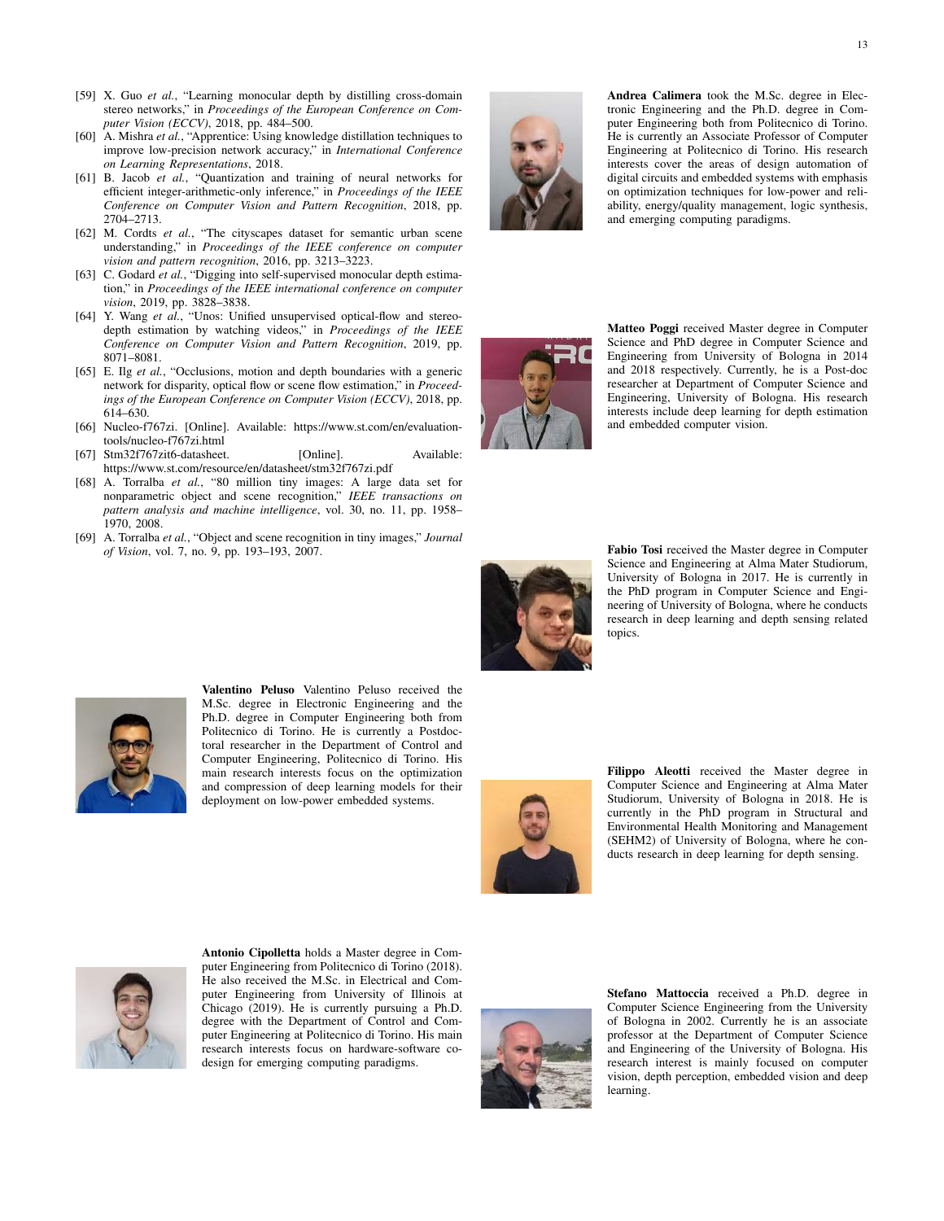[59] X. Guo *et al.*, "Learning monocular depth by distilling cross-domain stereo networks," in *Proceedings of the European Conference on Computer Vision (ECCV)*, 2018, pp. 484–500.

[60] A. Mishra *et al.*, "Apprentice: Using knowledge distillation techniques to improve low-precision network accuracy," in *International Conference on Learning Representations*, 2018.

[61] B. Jacob *et al.*, "Quantization and training of neural networks for efficient integer-arithmetic-only inference," in *Proceedings of the IEEE Conference on Computer Vision and Pattern Recognition*, 2018, pp. 2704–2713.

[62] M. Cordts *et al.*, "The cityscapes dataset for semantic urban scene understanding," in *Proceedings of the IEEE conference on computer vision and pattern recognition*, 2016, pp. 3213–3223.

[63] C. Godard *et al.*, "Digging into self-supervised monocular depth estimation," in *Proceedings of the IEEE international conference on computer vision*, 2019, pp. 3828–3838.

[64] Y. Wang *et al.*, "Unos: Unified unsupervised optical-flow and stereo-depth estimation by watching videos," in *Proceedings of the IEEE Conference on Computer Vision and Pattern Recognition*, 2019, pp. 8071–8081.

[65] E. Ilg *et al.*, "Occlusions, motion and depth boundaries with a generic network for disparity, optical flow or scene flow estimation," in *Proceedings of the European Conference on Computer Vision (ECCV)*, 2018, pp. 614–630.

[66] Nucleo-f767zi. [Online]. Available: https://www.st.com/en/evaluation-tools/nucleo-f767zi.html

[67] Stm32f767zit6-datasheet. [Online]. Available: https://www.st.com/resource/en/datasheet/stm32f767zi.pdf

[68] A. Torralba *et al.*, "80 million tiny images: A large data set for nonparametric object and scene recognition," *IEEE transactions on pattern analysis and machine intelligence*, vol. 30, no. 11, pp. 1958–1970, 2008.

[69] A. Torralba *et al.*, "Object and scene recognition in tiny images," *Journal of Vision*, vol. 7, no. 9, pp. 193–193, 2007.

**Valentino Peluso** Valentino Peluso received the M.Sc. degree in Electronic Engineering and the Ph.D. degree in Computer Engineering both from Politecnico di Torino. He is currently a Postdoctoral researcher in the Department of Control and Computer Engineering, Politecnico di Torino. His main research interests focus on the optimization and compression of deep learning models for their deployment on low-power embedded systems.

**Antonio Cipolletta** holds a Master degree in Computer Engineering from Politecnico di Torino (2018). He also received the M.Sc. in Electrical and Computer Engineering from University of Illinois at Chicago (2019). He is currently pursuing a Ph.D. degree with the Department of Control and Computer Engineering at Politecnico di Torino. His main research interests focus on hardware-software co-design for emerging computing paradigms.

**Andrea Calimera** took the M.Sc. degree in Electronic Engineering and the Ph.D. degree in Computer Engineering both from Politecnico di Torino. He is currently an Associate Professor of Computer Engineering at Politecnico di Torino. His research interests cover the areas of design automation of digital circuits and embedded systems with emphasis on optimization techniques for low-power and reliability, energy/quality management, logic synthesis, and emerging computing paradigms.

**Matteo Poggi** received Master degree in Computer Science and PhD degree in Computer Science and Engineering from University of Bologna in 2014 and 2018 respectively. Currently, he is a Post-doc researcher at Department of Computer Science and Engineering, University of Bologna. His research interests include deep learning for depth estimation and embedded computer vision.

**Fabio Tosi** received the Master degree in Computer Science and Engineering at Alma Mater Studiorum, University of Bologna in 2017. He is currently in the PhD program in Computer Science and Engineering of University of Bologna, where he conducts research in deep learning and depth sensing related topics.

**Filippo Aleotti** received the Master degree in Computer Science and Engineering at Alma Mater Studiorum, University of Bologna in 2018. He is currently in the PhD program in Structural and Environmental Health Monitoring and Management (SEHM2) of University of Bologna, where he conducts research in deep learning for depth sensing.

**Stefano Mattoccia** received a Ph.D. degree in Computer Science Engineering from the University of Bologna in 2002. Currently he is an associate professor at the Department of Computer Science and Engineering of the University of Bologna. His research interest is mainly focused on computer vision, depth perception, embedded vision and deep learning.